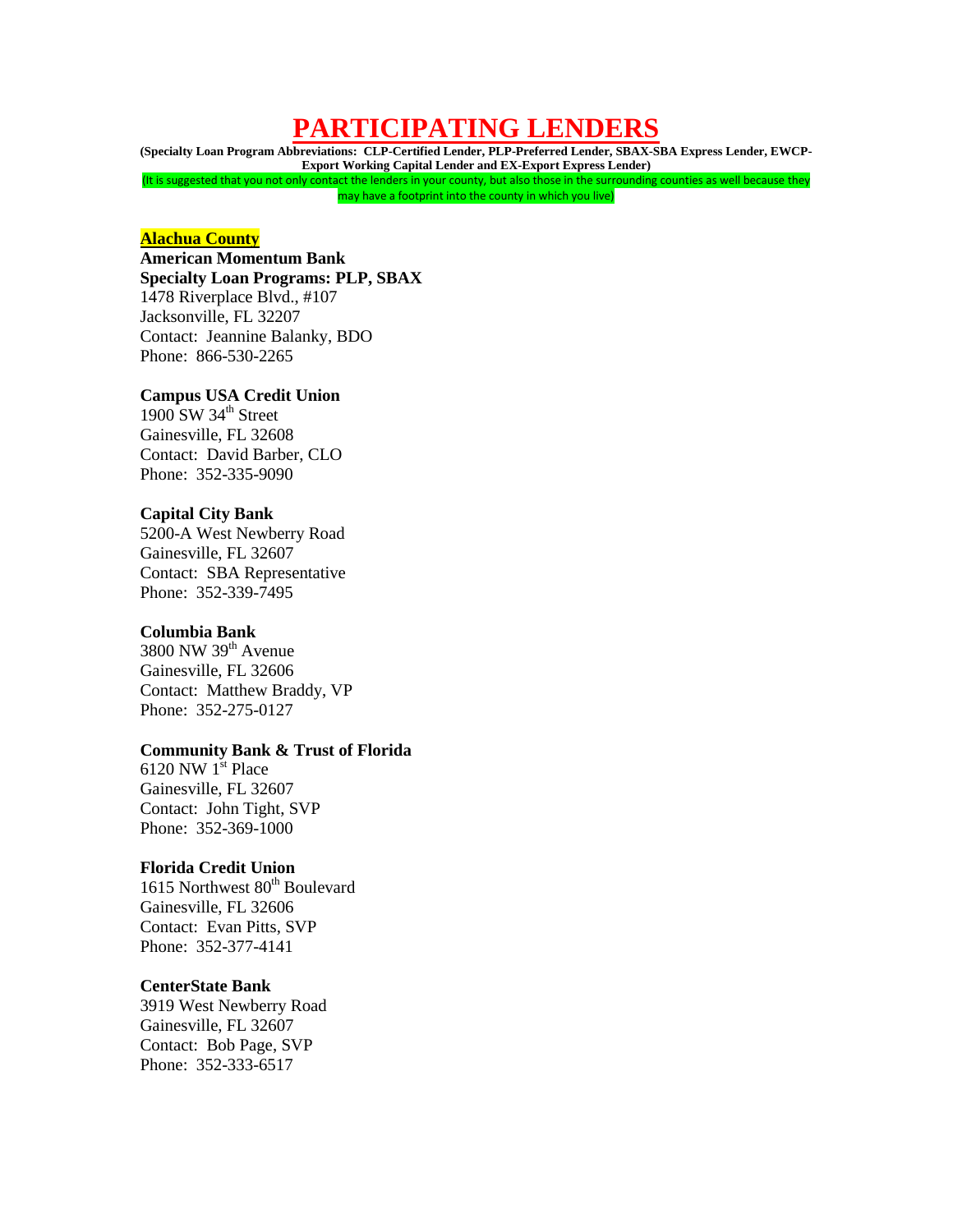# PARTICIPATING LENDERS

**(Specialty Loan Program Abbreviations: CLP-Certified Lender, PLP-Preferred Lender, SBAX-SBA Express Lender, EWCP-Export Working Capital Lender and EX-Export Express Lender)**

(It is suggested that you not only contact the lenders in your county, but also those in the surrounding counties as well because they may have a footprint into the county in which you live)

## Alachua County

**American Momentum Bank**
**Specialty Loan Programs: PLP, SBAX**
1478 Riverplace Blvd., #107
Jacksonville, FL 32207
Contact: Jeannine Balanky, BDO
Phone: 866-530-2265

**Campus USA Credit Union**
1900 SW 34th Street
Gainesville, FL 32608
Contact: David Barber, CLO
Phone: 352-335-9090

**Capital City Bank**
5200-A West Newberry Road
Gainesville, FL 32607
Contact: SBA Representative
Phone: 352-339-7495

**Columbia Bank**
3800 NW 39th Avenue
Gainesville, FL 32606
Contact: Matthew Braddy, VP
Phone: 352-275-0127

**Community Bank & Trust of Florida**
6120 NW 1st Place
Gainesville, FL 32607
Contact: John Tight, SVP
Phone: 352-369-1000

**Florida Credit Union**
1615 Northwest 80th Boulevard
Gainesville, FL 32606
Contact: Evan Pitts, SVP
Phone: 352-377-4141

**CenterState Bank**
3919 West Newberry Road
Gainesville, FL 32607
Contact: Bob Page, SVP
Phone: 352-333-6517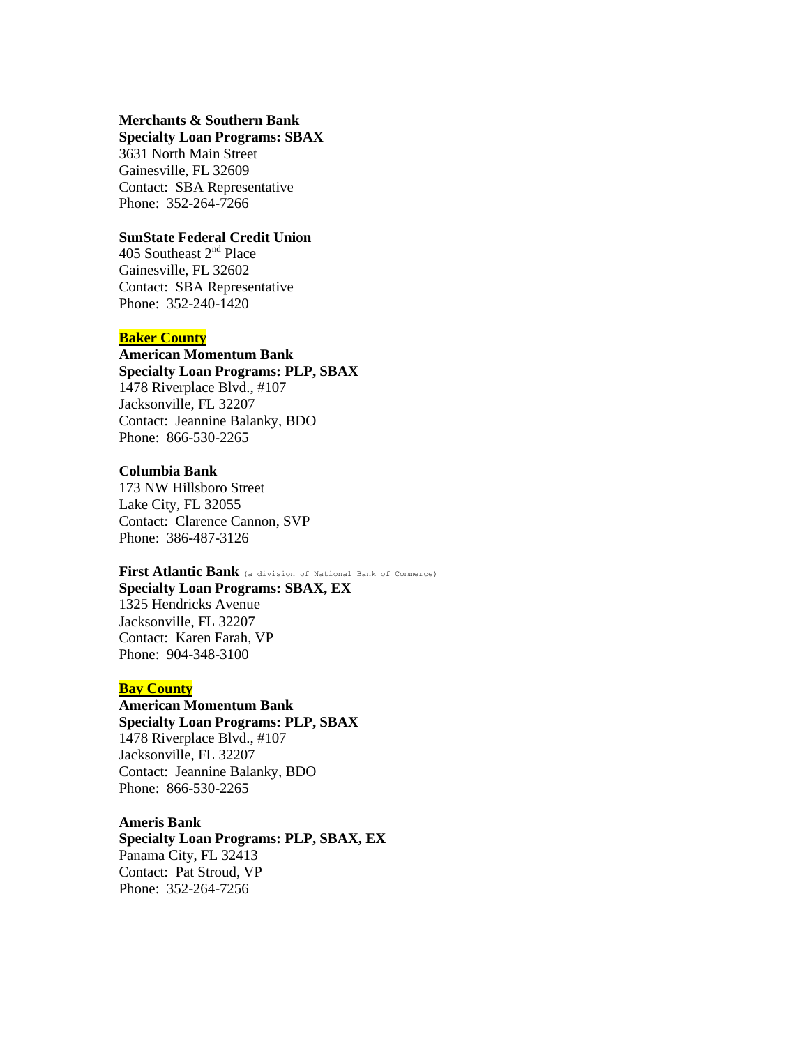**Merchants & Southern Bank**
**Specialty Loan Programs: SBAX**
3631 North Main Street
Gainesville, FL 32609
Contact: SBA Representative
Phone: 352-264-7266

**SunState Federal Credit Union**
405 Southeast 2nd Place
Gainesville, FL 32602
Contact: SBA Representative
Phone: 352-240-1420

## Baker County

**American Momentum Bank**
**Specialty Loan Programs: PLP, SBAX**
1478 Riverplace Blvd., #107
Jacksonville, FL 32207
Contact: Jeannine Balanky, BDO
Phone: 866-530-2265

**Columbia Bank**
173 NW Hillsboro Street
Lake City, FL 32055
Contact: Clarence Cannon, SVP
Phone: 386-487-3126

**First Atlantic Bank** (a division of National Bank of Commerce)
**Specialty Loan Programs: SBAX, EX**
1325 Hendricks Avenue
Jacksonville, FL 32207
Contact: Karen Farah, VP
Phone: 904-348-3100

## Bay County

**American Momentum Bank**
**Specialty Loan Programs: PLP, SBAX**
1478 Riverplace Blvd., #107
Jacksonville, FL 32207
Contact: Jeannine Balanky, BDO
Phone: 866-530-2265

**Ameris Bank**
**Specialty Loan Programs: PLP, SBAX, EX**
Panama City, FL 32413
Contact: Pat Stroud, VP
Phone: 352-264-7256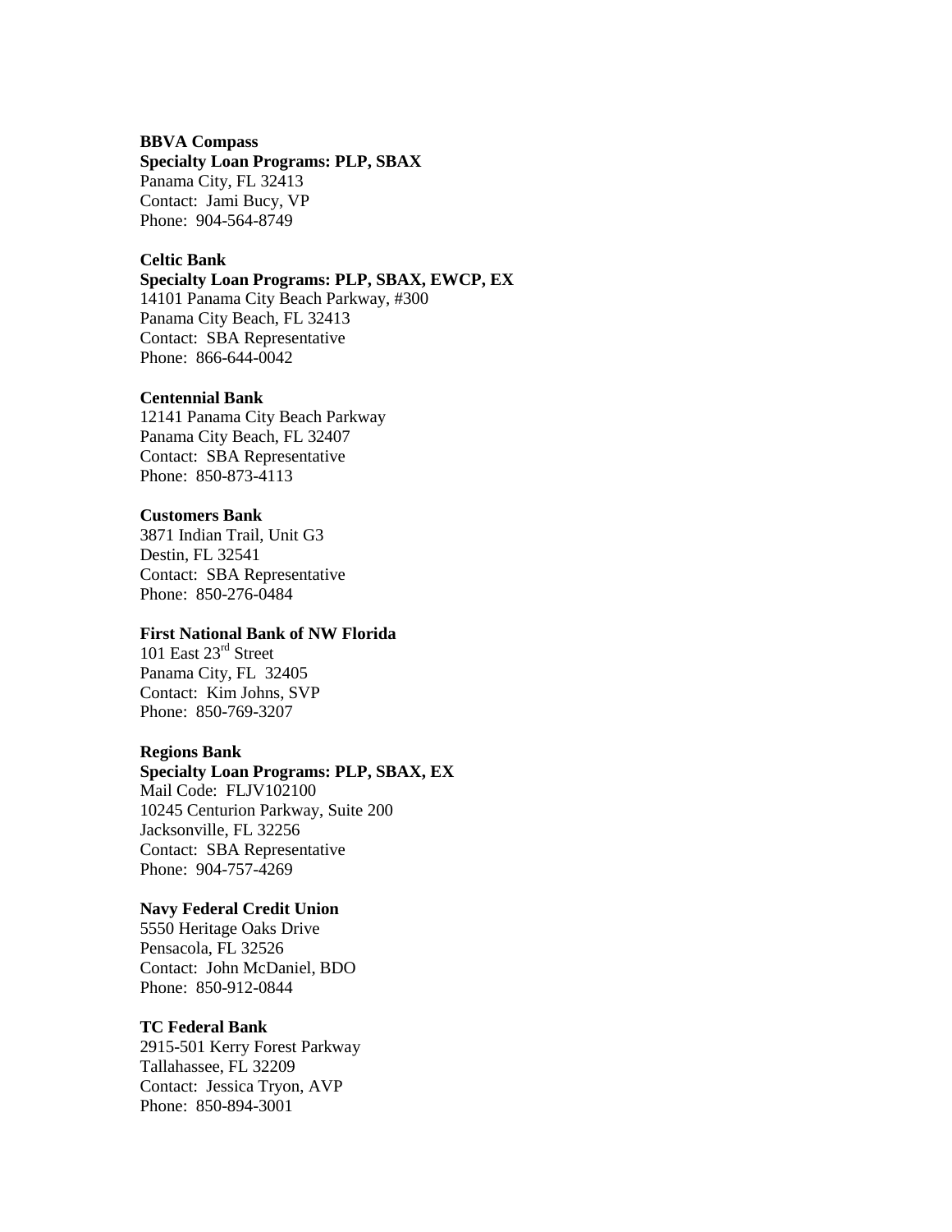**BBVA Compass**
**Specialty Loan Programs: PLP, SBAX**
Panama City, FL 32413
Contact: Jami Bucy, VP
Phone: 904-564-8749

**Celtic Bank**
**Specialty Loan Programs: PLP, SBAX, EWCP, EX**
14101 Panama City Beach Parkway, #300
Panama City Beach, FL 32413
Contact: SBA Representative
Phone: 866-644-0042

**Centennial Bank**
12141 Panama City Beach Parkway
Panama City Beach, FL 32407
Contact: SBA Representative
Phone: 850-873-4113

**Customers Bank**
3871 Indian Trail, Unit G3
Destin, FL 32541
Contact: SBA Representative
Phone: 850-276-0484

**First National Bank of NW Florida**
101 East 23rd Street
Panama City, FL 32405
Contact: Kim Johns, SVP
Phone: 850-769-3207

**Regions Bank**
**Specialty Loan Programs: PLP, SBAX, EX**
Mail Code: FLJV102100
10245 Centurion Parkway, Suite 200
Jacksonville, FL 32256
Contact: SBA Representative
Phone: 904-757-4269

**Navy Federal Credit Union**
5550 Heritage Oaks Drive
Pensacola, FL 32526
Contact: John McDaniel, BDO
Phone: 850-912-0844

**TC Federal Bank**
2915-501 Kerry Forest Parkway
Tallahassee, FL 32209
Contact: Jessica Tryon, AVP
Phone: 850-894-3001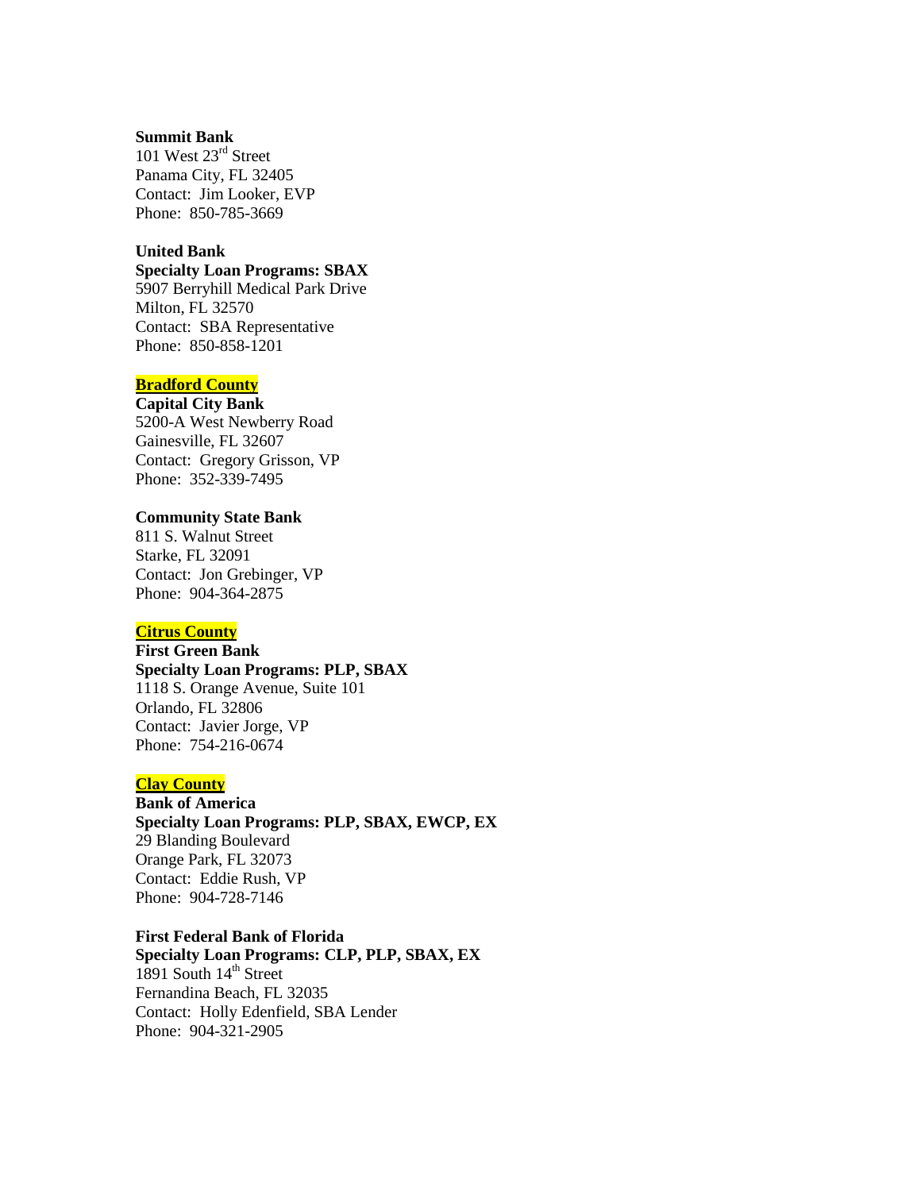**Summit Bank**
101 West 23rd Street
Panama City, FL 32405
Contact: Jim Looker, EVP
Phone: 850-785-3669

**United Bank**
**Specialty Loan Programs: SBAX**
5907 Berryhill Medical Park Drive
Milton, FL 32570
Contact: SBA Representative
Phone: 850-858-1201

## Bradford County

**Capital City Bank**
5200-A West Newberry Road
Gainesville, FL 32607
Contact: Gregory Grisson, VP
Phone: 352-339-7495

**Community State Bank**
811 S. Walnut Street
Starke, FL 32091
Contact: Jon Grebinger, VP
Phone: 904-364-2875

## Citrus County

**First Green Bank**
**Specialty Loan Programs: PLP, SBAX**
1118 S. Orange Avenue, Suite 101
Orlando, FL 32806
Contact: Javier Jorge, VP
Phone: 754-216-0674

## Clay County

**Bank of America**
**Specialty Loan Programs: PLP, SBAX, EWCP, EX**
29 Blanding Boulevard
Orange Park, FL 32073
Contact: Eddie Rush, VP
Phone: 904-728-7146

**First Federal Bank of Florida**
**Specialty Loan Programs: CLP, PLP, SBAX, EX**
1891 South 14th Street
Fernandina Beach, FL 32035
Contact: Holly Edenfield, SBA Lender
Phone: 904-321-2905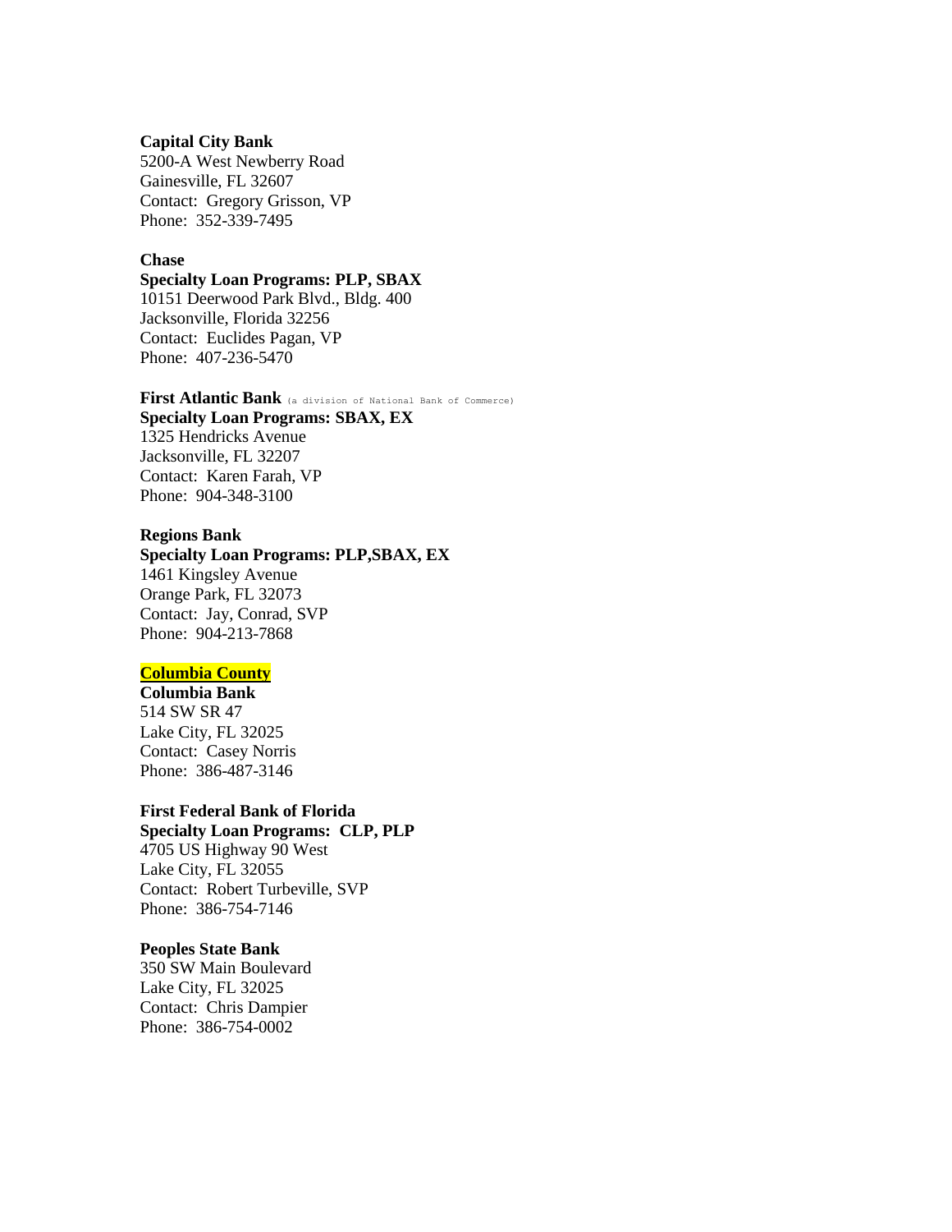**Capital City Bank**
5200-A West Newberry Road
Gainesville, FL 32607
Contact: Gregory Grisson, VP
Phone: 352-339-7495

**Chase**
**Specialty Loan Programs: PLP, SBAX**
10151 Deerwood Park Blvd., Bldg. 400
Jacksonville, Florida 32256
Contact: Euclides Pagan, VP
Phone: 407-236-5470

**First Atlantic Bank** (a division of National Bank of Commerce)
**Specialty Loan Programs: SBAX, EX**
1325 Hendricks Avenue
Jacksonville, FL 32207
Contact: Karen Farah, VP
Phone: 904-348-3100

**Regions Bank**
**Specialty Loan Programs: PLP,SBAX, EX**
1461 Kingsley Avenue
Orange Park, FL 32073
Contact: Jay, Conrad, SVP
Phone: 904-213-7868

## Columbia County

**Columbia Bank**
514 SW SR 47
Lake City, FL 32025
Contact: Casey Norris
Phone: 386-487-3146

**First Federal Bank of Florida**
**Specialty Loan Programs: CLP, PLP**
4705 US Highway 90 West
Lake City, FL 32055
Contact: Robert Turbeville, SVP
Phone: 386-754-7146

**Peoples State Bank**
350 SW Main Boulevard
Lake City, FL 32025
Contact: Chris Dampier
Phone: 386-754-0002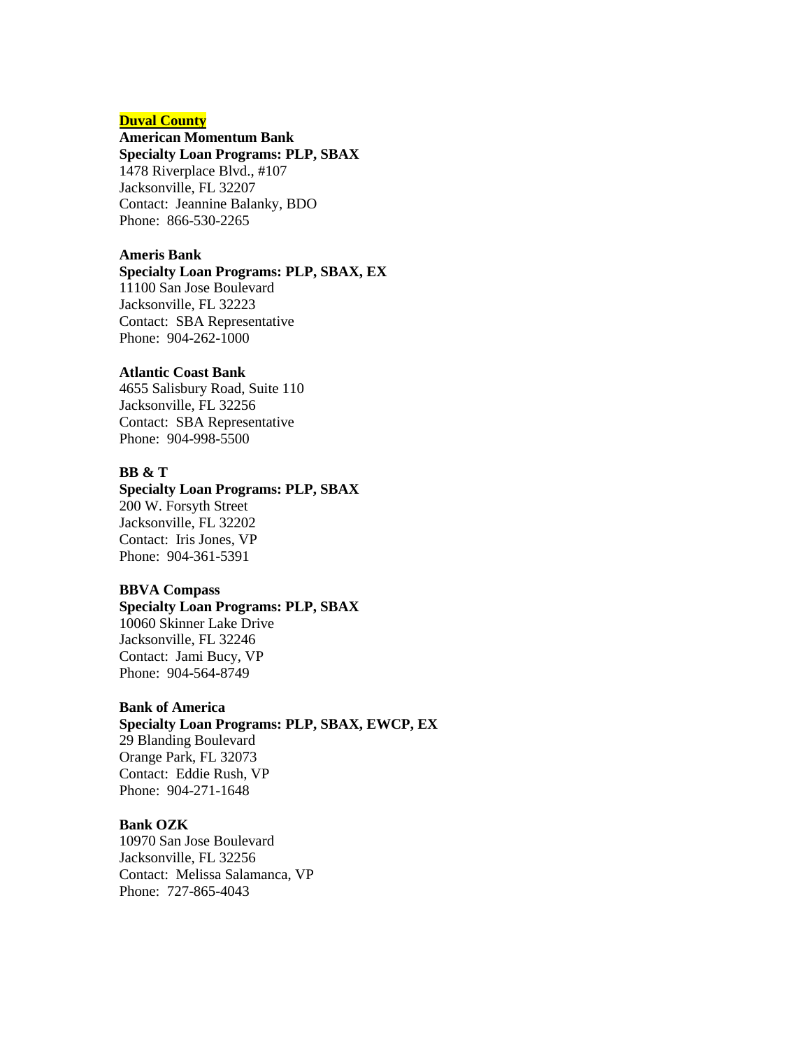**Duval County**

**American Momentum Bank**
**Specialty Loan Programs: PLP, SBAX**
1478 Riverplace Blvd., #107
Jacksonville, FL 32207
Contact: Jeannine Balanky, BDO
Phone: 866-530-2265

**Ameris Bank**
**Specialty Loan Programs: PLP, SBAX, EX**
11100 San Jose Boulevard
Jacksonville, FL 32223
Contact: SBA Representative
Phone: 904-262-1000

**Atlantic Coast Bank**
4655 Salisbury Road, Suite 110
Jacksonville, FL 32256
Contact: SBA Representative
Phone: 904-998-5500

**BB & T**
**Specialty Loan Programs: PLP, SBAX**
200 W. Forsyth Street
Jacksonville, FL 32202
Contact: Iris Jones, VP
Phone: 904-361-5391

**BBVA Compass**
**Specialty Loan Programs: PLP, SBAX**
10060 Skinner Lake Drive
Jacksonville, FL 32246
Contact: Jami Bucy, VP
Phone: 904-564-8749

**Bank of America**
**Specialty Loan Programs: PLP, SBAX, EWCP, EX**
29 Blanding Boulevard
Orange Park, FL 32073
Contact: Eddie Rush, VP
Phone: 904-271-1648

**Bank OZK**
10970 San Jose Boulevard
Jacksonville, FL 32256
Contact: Melissa Salamanca, VP
Phone: 727-865-4043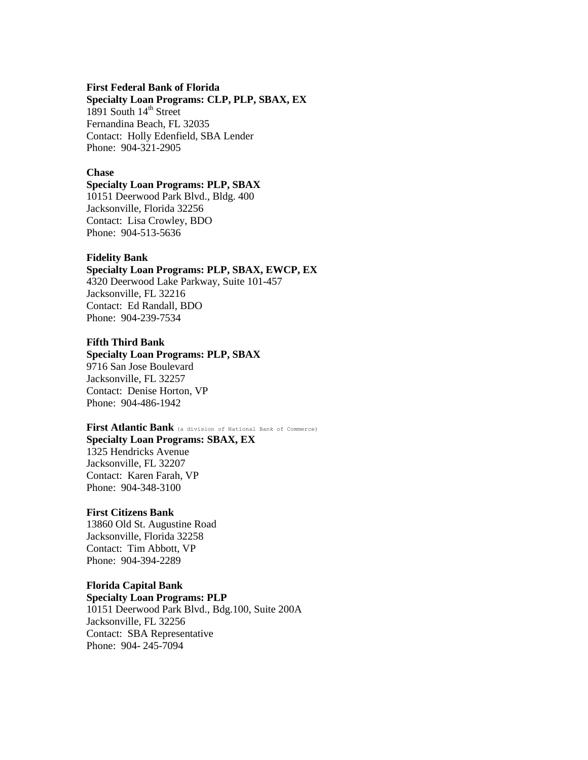**First Federal Bank of Florida**
**Specialty Loan Programs: CLP, PLP, SBAX, EX**
1891 South 14th Street
Fernandina Beach, FL 32035
Contact: Holly Edenfield, SBA Lender
Phone: 904-321-2905

**Chase**
**Specialty Loan Programs: PLP, SBAX**
10151 Deerwood Park Blvd., Bldg. 400
Jacksonville, Florida 32256
Contact: Lisa Crowley, BDO
Phone: 904-513-5636

**Fidelity Bank**
**Specialty Loan Programs: PLP, SBAX, EWCP, EX**
4320 Deerwood Lake Parkway, Suite 101-457
Jacksonville, FL 32216
Contact: Ed Randall, BDO
Phone: 904-239-7534

**Fifth Third Bank**
**Specialty Loan Programs: PLP, SBAX**
9716 San Jose Boulevard
Jacksonville, FL 32257
Contact: Denise Horton, VP
Phone: 904-486-1942

**First Atlantic Bank** (a division of National Bank of Commerce)
**Specialty Loan Programs: SBAX, EX**
1325 Hendricks Avenue
Jacksonville, FL 32207
Contact: Karen Farah, VP
Phone: 904-348-3100

**First Citizens Bank**
13860 Old St. Augustine Road
Jacksonville, Florida 32258
Contact: Tim Abbott, VP
Phone: 904-394-2289

**Florida Capital Bank**
**Specialty Loan Programs: PLP**
10151 Deerwood Park Blvd., Bdg.100, Suite 200A
Jacksonville, FL 32256
Contact: SBA Representative
Phone: 904- 245-7094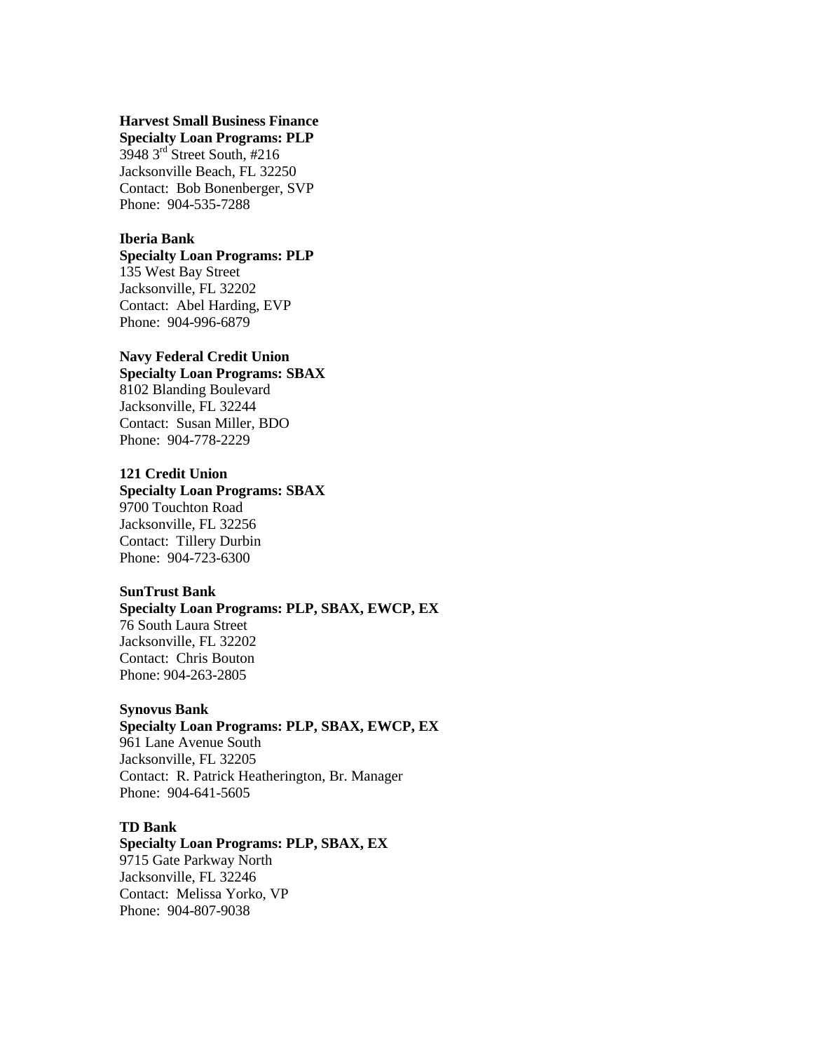**Harvest Small Business Finance**
**Specialty Loan Programs: PLP**
3948 3rd Street South, #216
Jacksonville Beach, FL 32250
Contact: Bob Bonenberger, SVP
Phone: 904-535-7288

**Iberia Bank**
**Specialty Loan Programs: PLP**
135 West Bay Street
Jacksonville, FL 32202
Contact: Abel Harding, EVP
Phone: 904-996-6879

**Navy Federal Credit Union**
**Specialty Loan Programs: SBAX**
8102 Blanding Boulevard
Jacksonville, FL 32244
Contact: Susan Miller, BDO
Phone: 904-778-2229

**121 Credit Union**
**Specialty Loan Programs: SBAX**
9700 Touchton Road
Jacksonville, FL 32256
Contact: Tillery Durbin
Phone: 904-723-6300

**SunTrust Bank**
**Specialty Loan Programs: PLP, SBAX, EWCP, EX**
76 South Laura Street
Jacksonville, FL 32202
Contact: Chris Bouton
Phone: 904-263-2805

**Synovus Bank**
**Specialty Loan Programs: PLP, SBAX, EWCP, EX**
961 Lane Avenue South
Jacksonville, FL 32205
Contact: R. Patrick Heatherington, Br. Manager
Phone: 904-641-5605

**TD Bank**
**Specialty Loan Programs: PLP, SBAX, EX**
9715 Gate Parkway North
Jacksonville, FL 32246
Contact: Melissa Yorko, VP
Phone: 904-807-9038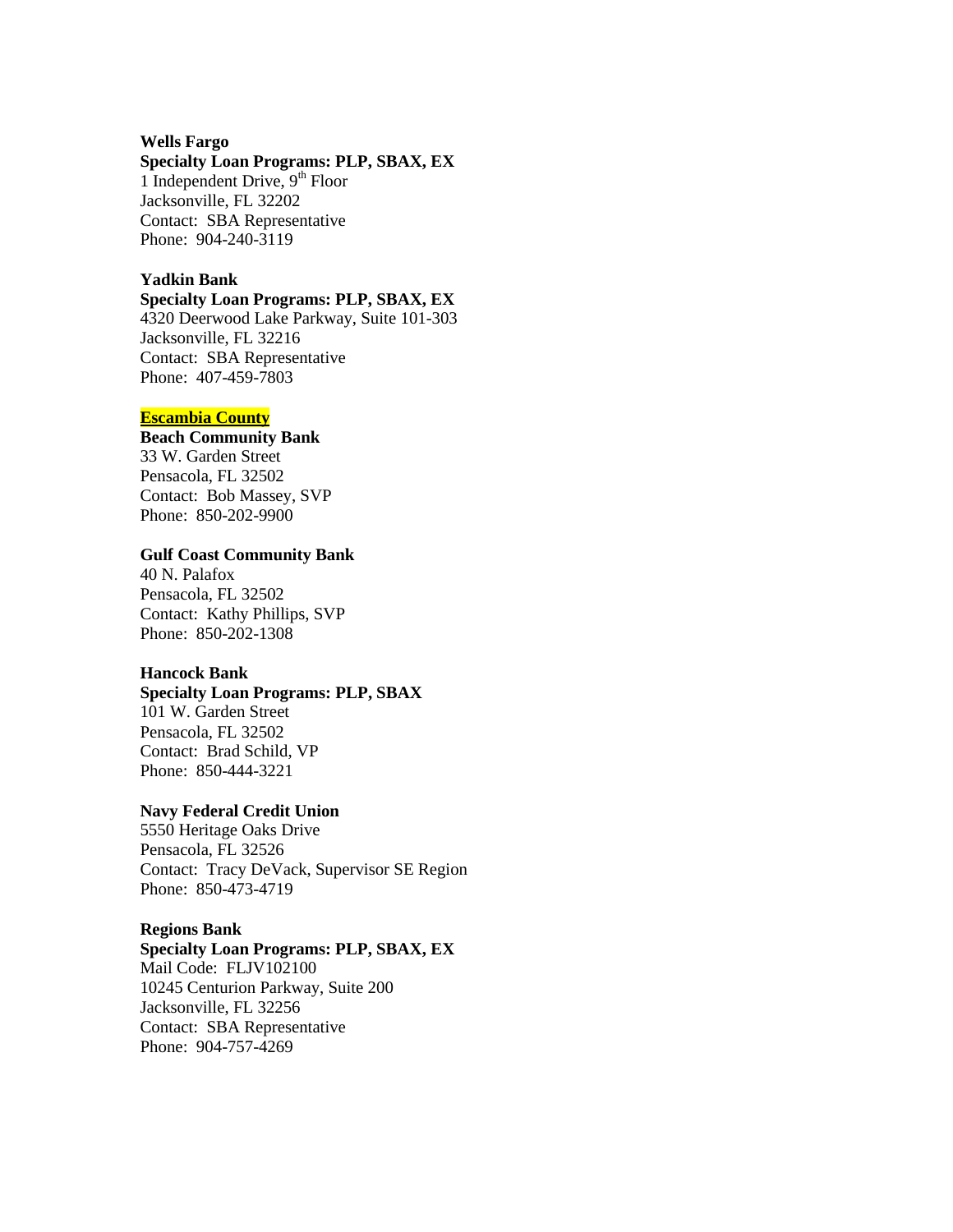**Wells Fargo**
**Specialty Loan Programs: PLP, SBAX, EX**
1 Independent Drive, 9th Floor
Jacksonville, FL 32202
Contact: SBA Representative
Phone: 904-240-3119

**Yadkin Bank**
**Specialty Loan Programs: PLP, SBAX, EX**
4320 Deerwood Lake Parkway, Suite 101-303
Jacksonville, FL 32216
Contact: SBA Representative
Phone: 407-459-7803

## Escambia County

**Beach Community Bank**
33 W. Garden Street
Pensacola, FL 32502
Contact: Bob Massey, SVP
Phone: 850-202-9900

**Gulf Coast Community Bank**
40 N. Palafox
Pensacola, FL 32502
Contact: Kathy Phillips, SVP
Phone: 850-202-1308

**Hancock Bank**
**Specialty Loan Programs: PLP, SBAX**
101 W. Garden Street
Pensacola, FL 32502
Contact: Brad Schild, VP
Phone: 850-444-3221

**Navy Federal Credit Union**
5550 Heritage Oaks Drive
Pensacola, FL 32526
Contact: Tracy DeVack, Supervisor SE Region
Phone: 850-473-4719

**Regions Bank**
**Specialty Loan Programs: PLP, SBAX, EX**
Mail Code: FLJV102100
10245 Centurion Parkway, Suite 200
Jacksonville, FL 32256
Contact: SBA Representative
Phone: 904-757-4269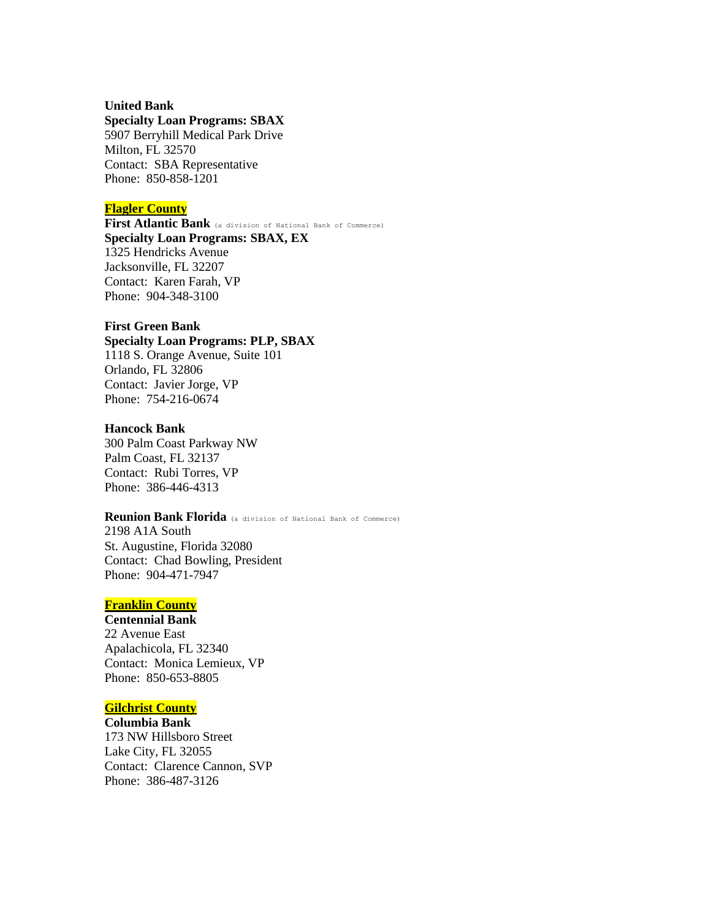**United Bank**
**Specialty Loan Programs: SBAX**
5907 Berryhill Medical Park Drive
Milton, FL 32570
Contact: SBA Representative
Phone: 850-858-1201

## Flagler County

**First Atlantic Bank** (a division of National Bank of Commerce)
**Specialty Loan Programs: SBAX, EX**
1325 Hendricks Avenue
Jacksonville, FL 32207
Contact: Karen Farah, VP
Phone: 904-348-3100

**First Green Bank**
**Specialty Loan Programs: PLP, SBAX**
1118 S. Orange Avenue, Suite 101
Orlando, FL 32806
Contact: Javier Jorge, VP
Phone: 754-216-0674

**Hancock Bank**
300 Palm Coast Parkway NW
Palm Coast, FL 32137
Contact: Rubi Torres, VP
Phone: 386-446-4313

**Reunion Bank Florida** (a division of National Bank of Commerce)
2198 A1A South
St. Augustine, Florida 32080
Contact: Chad Bowling, President
Phone: 904-471-7947

## Franklin County

**Centennial Bank**
22 Avenue East
Apalachicola, FL 32340
Contact: Monica Lemieux, VP
Phone: 850-653-8805

## Gilchrist County

**Columbia Bank**
173 NW Hillsboro Street
Lake City, FL 32055
Contact: Clarence Cannon, SVP
Phone: 386-487-3126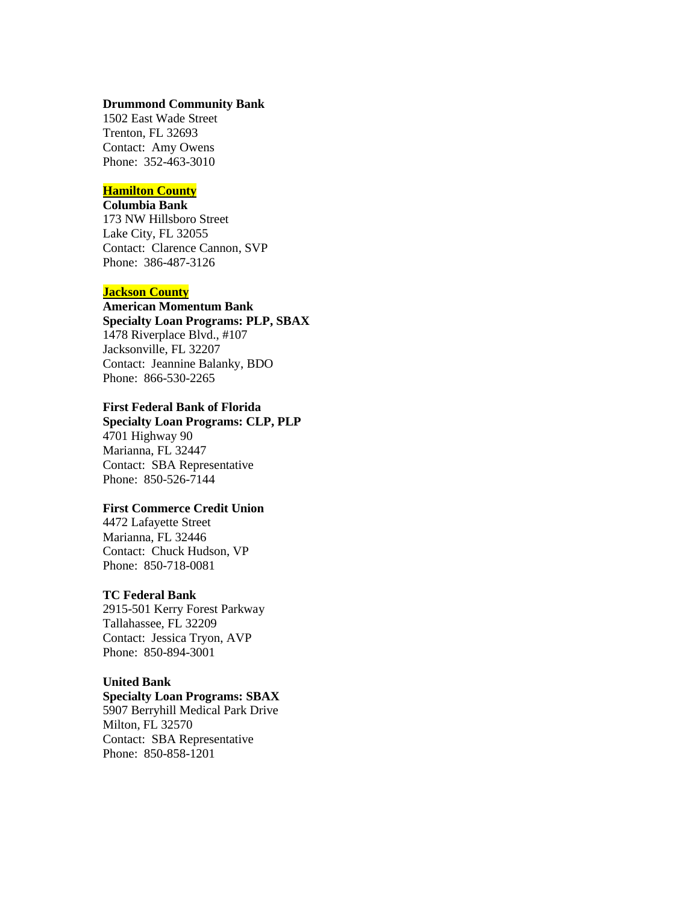**Drummond Community Bank**
1502 East Wade Street
Trenton, FL 32693
Contact: Amy Owens
Phone: 352-463-3010

## Hamilton County

**Columbia Bank**
173 NW Hillsboro Street
Lake City, FL 32055
Contact: Clarence Cannon, SVP
Phone: 386-487-3126

## Jackson County

**American Momentum Bank**
**Specialty Loan Programs: PLP, SBAX**
1478 Riverplace Blvd., #107
Jacksonville, FL 32207
Contact: Jeannine Balanky, BDO
Phone: 866-530-2265

**First Federal Bank of Florida**
**Specialty Loan Programs: CLP, PLP**
4701 Highway 90
Marianna, FL 32447
Contact: SBA Representative
Phone: 850-526-7144

**First Commerce Credit Union**
4472 Lafayette Street
Marianna, FL 32446
Contact: Chuck Hudson, VP
Phone: 850-718-0081

**TC Federal Bank**
2915-501 Kerry Forest Parkway
Tallahassee, FL 32209
Contact: Jessica Tryon, AVP
Phone: 850-894-3001

**United Bank**
**Specialty Loan Programs: SBAX**
5907 Berryhill Medical Park Drive
Milton, FL 32570
Contact: SBA Representative
Phone: 850-858-1201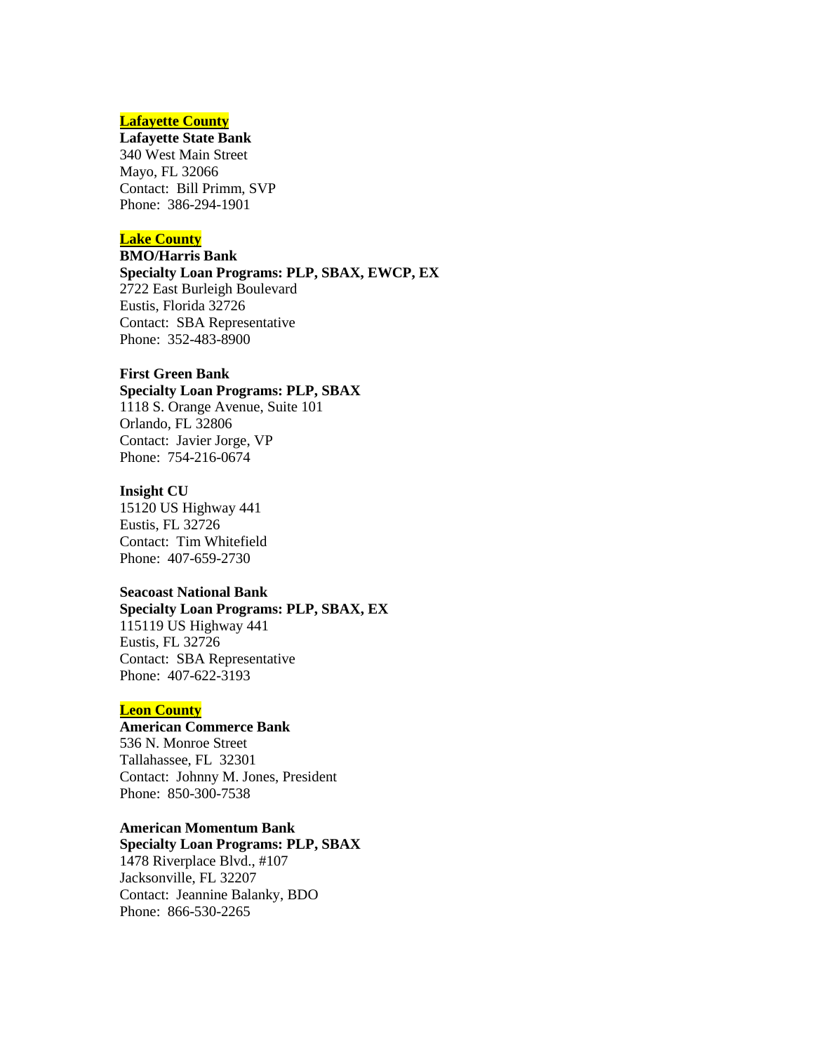## Lafayette County

**Lafayette State Bank**
340 West Main Street
Mayo, FL 32066
Contact: Bill Primm, SVP
Phone: 386-294-1901

## Lake County

**BMO/Harris Bank**
**Specialty Loan Programs: PLP, SBAX, EWCP, EX**
2722 East Burleigh Boulevard
Eustis, Florida 32726
Contact: SBA Representative
Phone: 352-483-8900

**First Green Bank**
**Specialty Loan Programs: PLP, SBAX**
1118 S. Orange Avenue, Suite 101
Orlando, FL 32806
Contact: Javier Jorge, VP
Phone: 754-216-0674

**Insight CU**
15120 US Highway 441
Eustis, FL 32726
Contact: Tim Whitefield
Phone: 407-659-2730

**Seacoast National Bank**
**Specialty Loan Programs: PLP, SBAX, EX**
115119 US Highway 441
Eustis, FL 32726
Contact: SBA Representative
Phone: 407-622-3193

## Leon County

**American Commerce Bank**
536 N. Monroe Street
Tallahassee, FL 32301
Contact: Johnny M. Jones, President
Phone: 850-300-7538

**American Momentum Bank**
**Specialty Loan Programs: PLP, SBAX**
1478 Riverplace Blvd., #107
Jacksonville, FL 32207
Contact: Jeannine Balanky, BDO
Phone: 866-530-2265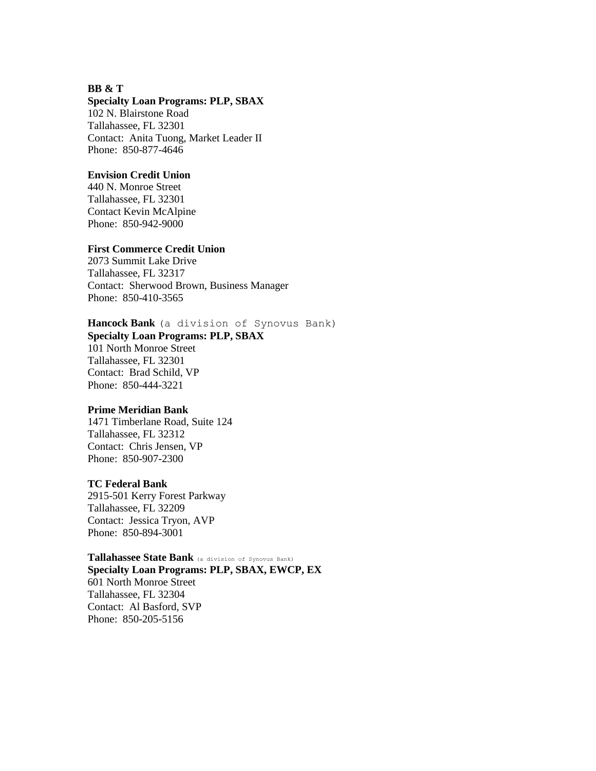**BB & T**
**Specialty Loan Programs: PLP, SBAX**
102 N. Blairstone Road
Tallahassee, FL 32301
Contact: Anita Tuong, Market Leader II
Phone: 850-877-4646

**Envision Credit Union**
440 N. Monroe Street
Tallahassee, FL 32301
Contact Kevin McAlpine
Phone: 850-942-9000

**First Commerce Credit Union**
2073 Summit Lake Drive
Tallahassee, FL 32317
Contact: Sherwood Brown, Business Manager
Phone: 850-410-3565

**Hancock Bank** (a division of Synovus Bank)
**Specialty Loan Programs: PLP, SBAX**
101 North Monroe Street
Tallahassee, FL 32301
Contact: Brad Schild, VP
Phone: 850-444-3221

**Prime Meridian Bank**
1471 Timberlane Road, Suite 124
Tallahassee, FL 32312
Contact: Chris Jensen, VP
Phone: 850-907-2300

**TC Federal Bank**
2915-501 Kerry Forest Parkway
Tallahassee, FL 32209
Contact: Jessica Tryon, AVP
Phone: 850-894-3001

**Tallahassee State Bank** (a division of Synovus Bank)
**Specialty Loan Programs: PLP, SBAX, EWCP, EX**
601 North Monroe Street
Tallahassee, FL 32304
Contact: Al Basford, SVP
Phone: 850-205-5156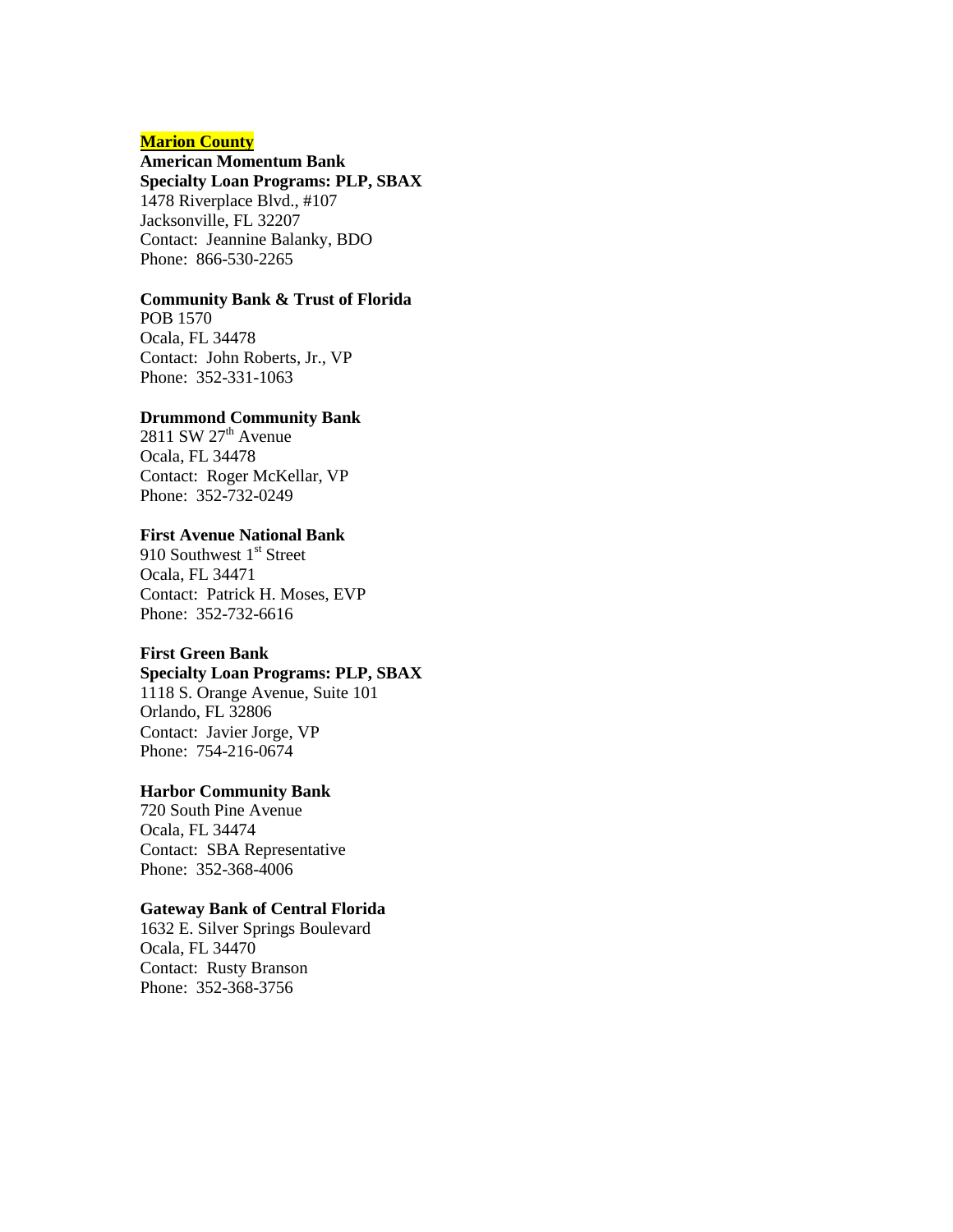## Marion County

**American Momentum Bank**
**Specialty Loan Programs: PLP, SBAX**
1478 Riverplace Blvd., #107
Jacksonville, FL 32207
Contact: Jeannine Balanky, BDO
Phone: 866-530-2265

**Community Bank & Trust of Florida**
POB 1570
Ocala, FL 34478
Contact: John Roberts, Jr., VP
Phone: 352-331-1063

**Drummond Community Bank**
2811 SW 27th Avenue
Ocala, FL 34478
Contact: Roger McKellar, VP
Phone: 352-732-0249

**First Avenue National Bank**
910 Southwest 1st Street
Ocala, FL 34471
Contact: Patrick H. Moses, EVP
Phone: 352-732-6616

**First Green Bank**
**Specialty Loan Programs: PLP, SBAX**
1118 S. Orange Avenue, Suite 101
Orlando, FL 32806
Contact: Javier Jorge, VP
Phone: 754-216-0674

**Harbor Community Bank**
720 South Pine Avenue
Ocala, FL 34474
Contact: SBA Representative
Phone: 352-368-4006

**Gateway Bank of Central Florida**
1632 E. Silver Springs Boulevard
Ocala, FL 34470
Contact: Rusty Branson
Phone: 352-368-3756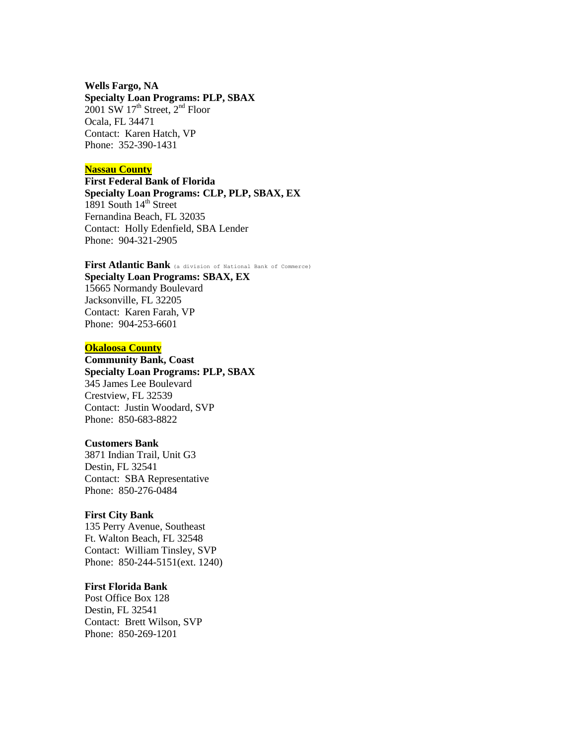**Wells Fargo, NA**
**Specialty Loan Programs: PLP, SBAX**
2001 SW 17th Street, 2nd Floor
Ocala, FL 34471
Contact: Karen Hatch, VP
Phone: 352-390-1431

## Nassau County

**First Federal Bank of Florida**
**Specialty Loan Programs: CLP, PLP, SBAX, EX**
1891 South 14th Street
Fernandina Beach, FL 32035
Contact: Holly Edenfield, SBA Lender
Phone: 904-321-2905

**First Atlantic Bank** (a division of National Bank of Commerce)
**Specialty Loan Programs: SBAX, EX**
15665 Normandy Boulevard
Jacksonville, FL 32205
Contact: Karen Farah, VP
Phone: 904-253-6601

## Okaloosa County

**Community Bank, Coast**
**Specialty Loan Programs: PLP, SBAX**
345 James Lee Boulevard
Crestview, FL 32539
Contact: Justin Woodard, SVP
Phone: 850-683-8822

**Customers Bank**
3871 Indian Trail, Unit G3
Destin, FL 32541
Contact: SBA Representative
Phone: 850-276-0484

**First City Bank**
135 Perry Avenue, Southeast
Ft. Walton Beach, FL 32548
Contact: William Tinsley, SVP
Phone: 850-244-5151(ext. 1240)

**First Florida Bank**
Post Office Box 128
Destin, FL 32541
Contact: Brett Wilson, SVP
Phone: 850-269-1201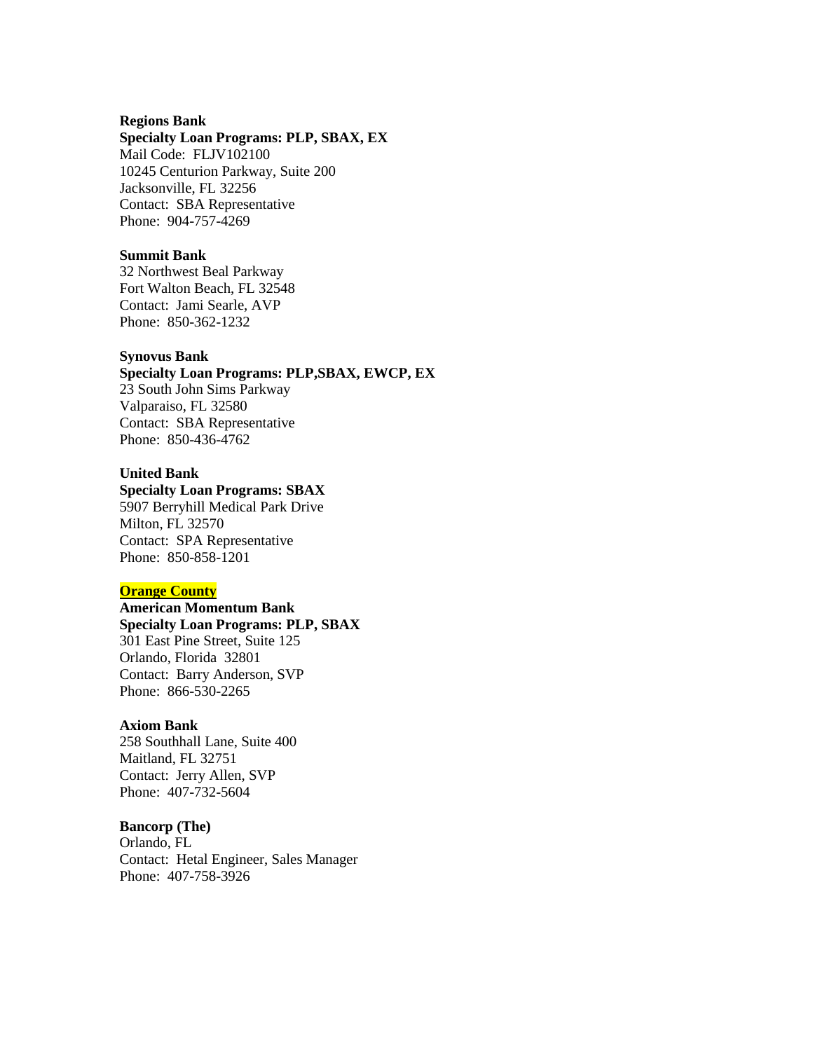**Regions Bank**
**Specialty Loan Programs: PLP, SBAX, EX**
Mail Code: FLJV102100
10245 Centurion Parkway, Suite 200
Jacksonville, FL 32256
Contact: SBA Representative
Phone: 904-757-4269

**Summit Bank**
32 Northwest Beal Parkway
Fort Walton Beach, FL 32548
Contact: Jami Searle, AVP
Phone: 850-362-1232

**Synovus Bank**
**Specialty Loan Programs: PLP,SBAX, EWCP, EX**
23 South John Sims Parkway
Valparaiso, FL 32580
Contact: SBA Representative
Phone: 850-436-4762

**United Bank**
**Specialty Loan Programs: SBAX**
5907 Berryhill Medical Park Drive
Milton, FL 32570
Contact: SPA Representative
Phone: 850-858-1201

## Orange County

**American Momentum Bank**
**Specialty Loan Programs: PLP, SBAX**
301 East Pine Street, Suite 125
Orlando, Florida 32801
Contact: Barry Anderson, SVP
Phone: 866-530-2265

**Axiom Bank**
258 Southhall Lane, Suite 400
Maitland, FL 32751
Contact: Jerry Allen, SVP
Phone: 407-732-5604

**Bancorp (The)**
Orlando, FL
Contact: Hetal Engineer, Sales Manager
Phone: 407-758-3926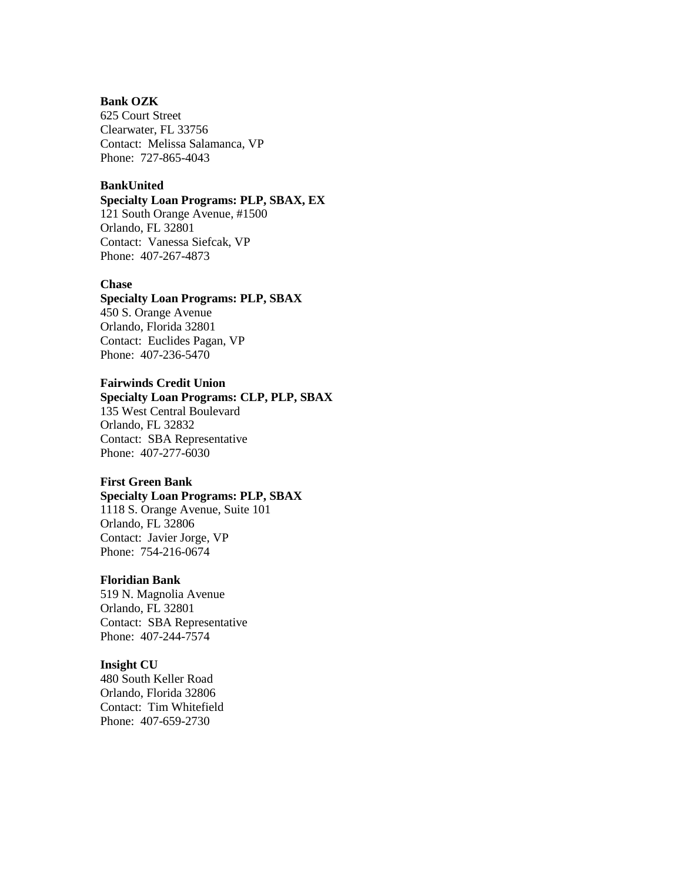**Bank OZK**
625 Court Street
Clearwater, FL 33756
Contact: Melissa Salamanca, VP
Phone: 727-865-4043

**BankUnited**
**Specialty Loan Programs: PLP, SBAX, EX**
121 South Orange Avenue, #1500
Orlando, FL 32801
Contact: Vanessa Siefcak, VP
Phone: 407-267-4873

**Chase**
**Specialty Loan Programs: PLP, SBAX**
450 S. Orange Avenue
Orlando, Florida 32801
Contact: Euclides Pagan, VP
Phone: 407-236-5470

**Fairwinds Credit Union**
**Specialty Loan Programs: CLP, PLP, SBAX**
135 West Central Boulevard
Orlando, FL 32832
Contact: SBA Representative
Phone: 407-277-6030

**First Green Bank**
**Specialty Loan Programs: PLP, SBAX**
1118 S. Orange Avenue, Suite 101
Orlando, FL 32806
Contact: Javier Jorge, VP
Phone: 754-216-0674

**Floridian Bank**
519 N. Magnolia Avenue
Orlando, FL 32801
Contact: SBA Representative
Phone: 407-244-7574

**Insight CU**
480 South Keller Road
Orlando, Florida 32806
Contact: Tim Whitefield
Phone: 407-659-2730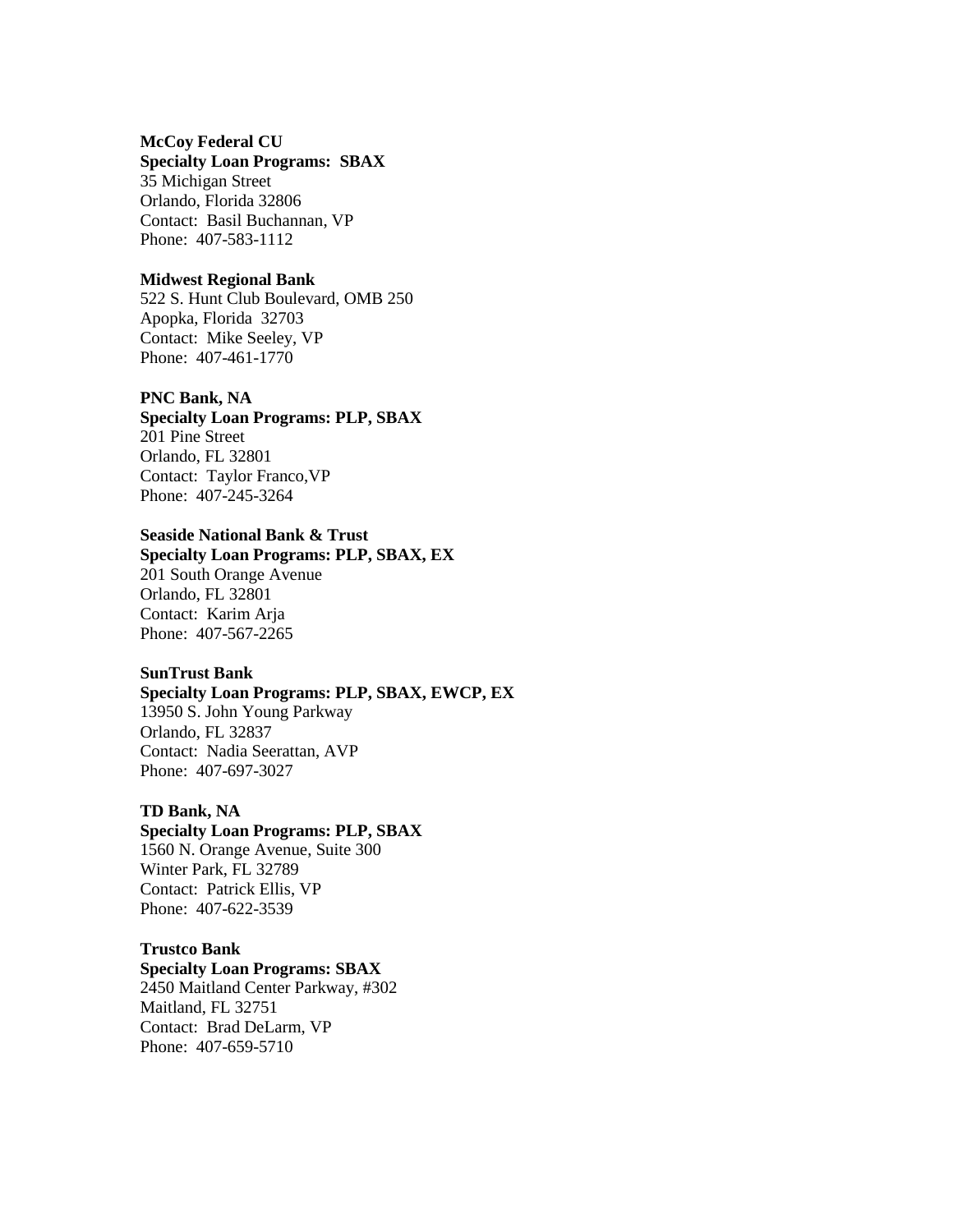**McCoy Federal CU**
**Specialty Loan Programs: SBAX**
35 Michigan Street
Orlando, Florida 32806
Contact: Basil Buchannan, VP
Phone: 407-583-1112

**Midwest Regional Bank**
522 S. Hunt Club Boulevard, OMB 250
Apopka, Florida 32703
Contact: Mike Seeley, VP
Phone: 407-461-1770

**PNC Bank, NA**
**Specialty Loan Programs: PLP, SBAX**
201 Pine Street
Orlando, FL 32801
Contact: Taylor Franco,VP
Phone: 407-245-3264

**Seaside National Bank & Trust**
**Specialty Loan Programs: PLP, SBAX, EX**
201 South Orange Avenue
Orlando, FL 32801
Contact: Karim Arja
Phone: 407-567-2265

**SunTrust Bank**
**Specialty Loan Programs: PLP, SBAX, EWCP, EX**
13950 S. John Young Parkway
Orlando, FL 32837
Contact: Nadia Seerattan, AVP
Phone: 407-697-3027

**TD Bank, NA**
**Specialty Loan Programs: PLP, SBAX**
1560 N. Orange Avenue, Suite 300
Winter Park, FL 32789
Contact: Patrick Ellis, VP
Phone: 407-622-3539

**Trustco Bank**
**Specialty Loan Programs: SBAX**
2450 Maitland Center Parkway, #302
Maitland, FL 32751
Contact: Brad DeLarm, VP
Phone: 407-659-5710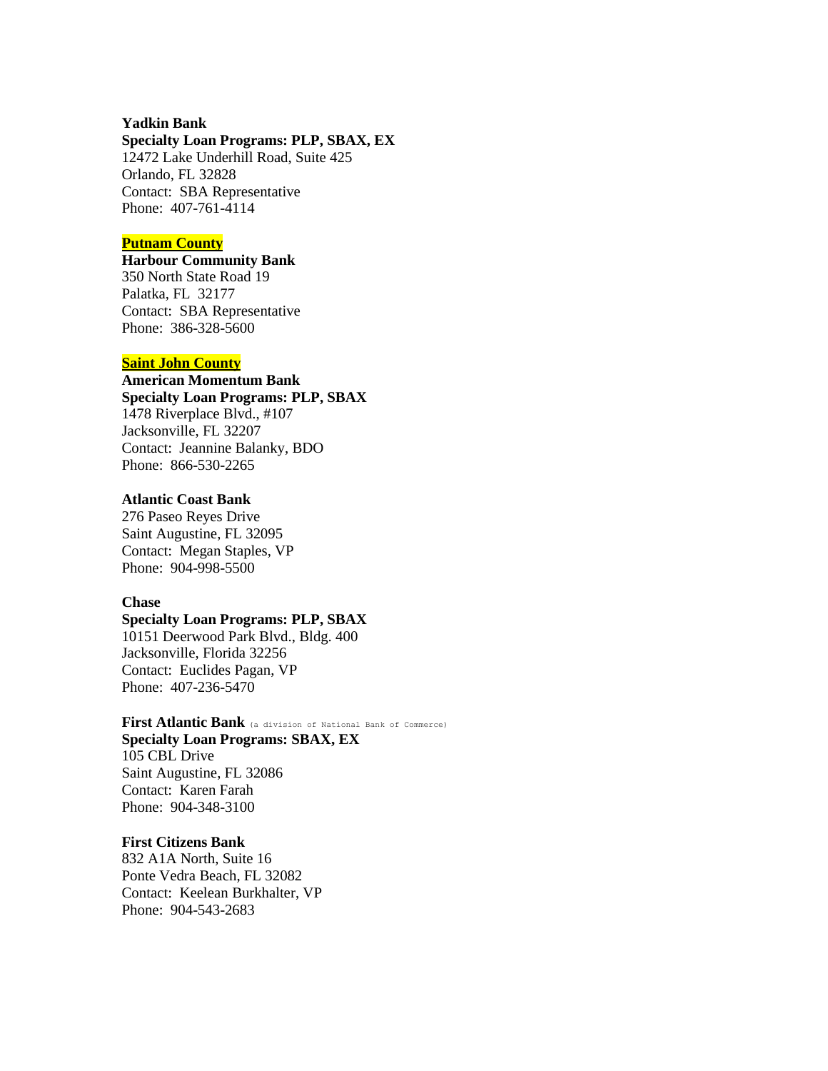**Yadkin Bank**
**Specialty Loan Programs: PLP, SBAX, EX**
12472 Lake Underhill Road, Suite 425
Orlando, FL 32828
Contact: SBA Representative
Phone: 407-761-4114

## Putnam County

**Harbour Community Bank**
350 North State Road 19
Palatka, FL 32177
Contact: SBA Representative
Phone: 386-328-5600

## Saint John County

**American Momentum Bank**
**Specialty Loan Programs: PLP, SBAX**
1478 Riverplace Blvd., #107
Jacksonville, FL 32207
Contact: Jeannine Balanky, BDO
Phone: 866-530-2265

**Atlantic Coast Bank**
276 Paseo Reyes Drive
Saint Augustine, FL 32095
Contact: Megan Staples, VP
Phone: 904-998-5500

**Chase**
**Specialty Loan Programs: PLP, SBAX**
10151 Deerwood Park Blvd., Bldg. 400
Jacksonville, Florida 32256
Contact: Euclides Pagan, VP
Phone: 407-236-5470

**First Atlantic Bank** (a division of National Bank of Commerce)
**Specialty Loan Programs: SBAX, EX**
105 CBL Drive
Saint Augustine, FL 32086
Contact: Karen Farah
Phone: 904-348-3100

**First Citizens Bank**
832 A1A North, Suite 16
Ponte Vedra Beach, FL 32082
Contact: Keelean Burkhalter, VP
Phone: 904-543-2683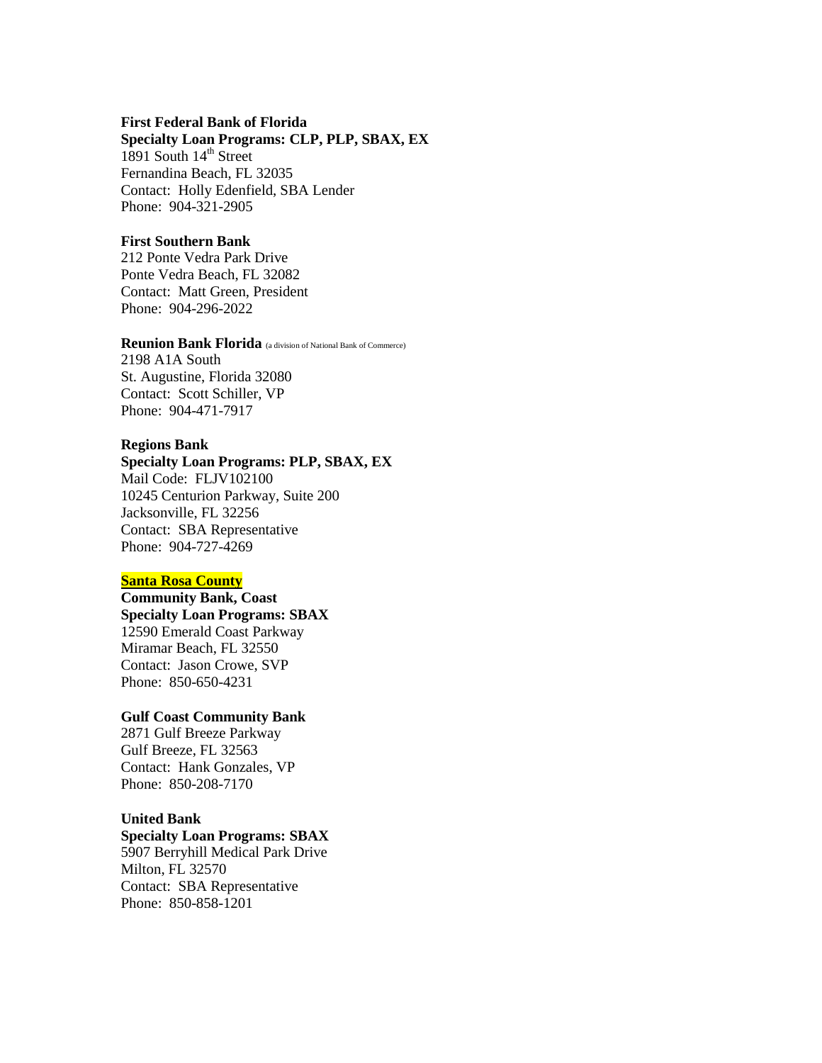**First Federal Bank of Florida**
**Specialty Loan Programs: CLP, PLP, SBAX, EX**
1891 South 14th Street
Fernandina Beach, FL 32035
Contact: Holly Edenfield, SBA Lender
Phone: 904-321-2905

**First Southern Bank**
212 Ponte Vedra Park Drive
Ponte Vedra Beach, FL 32082
Contact: Matt Green, President
Phone: 904-296-2022

**Reunion Bank Florida** (a division of National Bank of Commerce)
2198 A1A South
St. Augustine, Florida 32080
Contact: Scott Schiller, VP
Phone: 904-471-7917

**Regions Bank**
**Specialty Loan Programs: PLP, SBAX, EX**
Mail Code: FLJV102100
10245 Centurion Parkway, Suite 200
Jacksonville, FL 32256
Contact: SBA Representative
Phone: 904-727-4269

## Santa Rosa County

**Community Bank, Coast**
**Specialty Loan Programs: SBAX**
12590 Emerald Coast Parkway
Miramar Beach, FL 32550
Contact: Jason Crowe, SVP
Phone: 850-650-4231

**Gulf Coast Community Bank**
2871 Gulf Breeze Parkway
Gulf Breeze, FL 32563
Contact: Hank Gonzales, VP
Phone: 850-208-7170

**United Bank**
**Specialty Loan Programs: SBAX**
5907 Berryhill Medical Park Drive
Milton, FL 32570
Contact: SBA Representative
Phone: 850-858-1201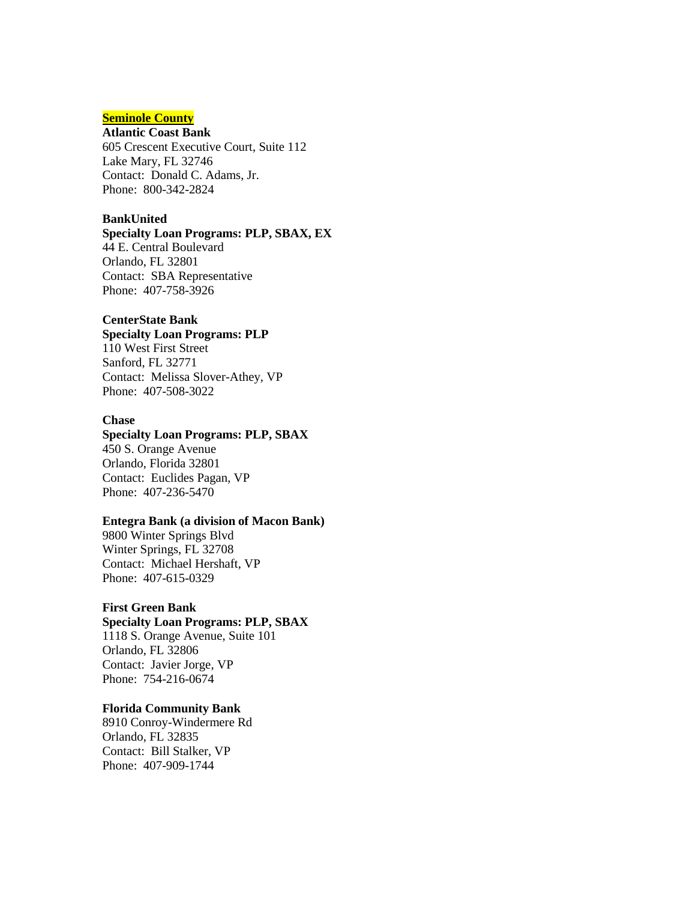**Seminole County**

**Atlantic Coast Bank**
605 Crescent Executive Court, Suite 112
Lake Mary, FL 32746
Contact: Donald C. Adams, Jr.
Phone: 800-342-2824

**BankUnited**
**Specialty Loan Programs: PLP, SBAX, EX**
44 E. Central Boulevard
Orlando, FL 32801
Contact: SBA Representative
Phone: 407-758-3926

**CenterState Bank**
**Specialty Loan Programs: PLP**
110 West First Street
Sanford, FL 32771
Contact: Melissa Slover-Athey, VP
Phone: 407-508-3022

**Chase**
**Specialty Loan Programs: PLP, SBAX**
450 S. Orange Avenue
Orlando, Florida 32801
Contact: Euclides Pagan, VP
Phone: 407-236-5470

**Entegra Bank (a division of Macon Bank)**
9800 Winter Springs Blvd
Winter Springs, FL 32708
Contact: Michael Hershaft, VP
Phone: 407-615-0329

**First Green Bank**
**Specialty Loan Programs: PLP, SBAX**
1118 S. Orange Avenue, Suite 101
Orlando, FL 32806
Contact: Javier Jorge, VP
Phone: 754-216-0674

**Florida Community Bank**
8910 Conroy-Windermere Rd
Orlando, FL 32835
Contact: Bill Stalker, VP
Phone: 407-909-1744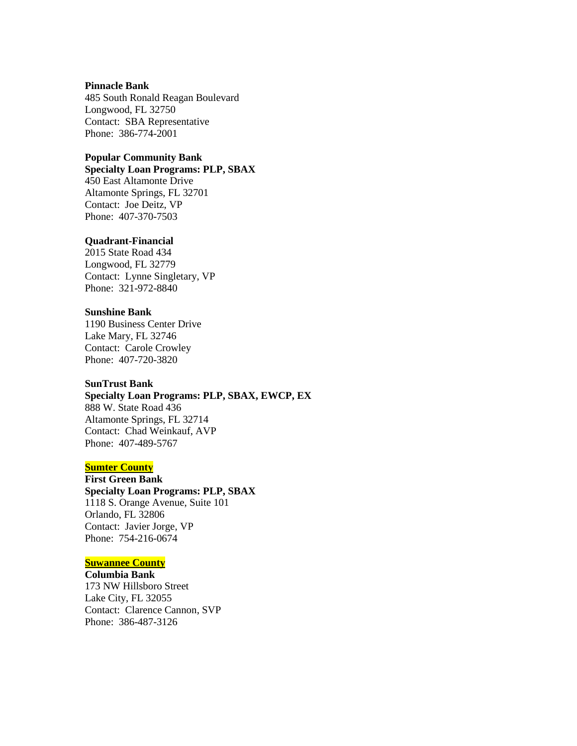**Pinnacle Bank**
485 South Ronald Reagan Boulevard
Longwood, FL 32750
Contact: SBA Representative
Phone: 386-774-2001

**Popular Community Bank**
**Specialty Loan Programs: PLP, SBAX**
450 East Altamonte Drive
Altamonte Springs, FL 32701
Contact: Joe Deitz, VP
Phone: 407-370-7503

**Quadrant-Financial**
2015 State Road 434
Longwood, FL 32779
Contact: Lynne Singletary, VP
Phone: 321-972-8840

**Sunshine Bank**
1190 Business Center Drive
Lake Mary, FL 32746
Contact: Carole Crowley
Phone: 407-720-3820

**SunTrust Bank**
**Specialty Loan Programs: PLP, SBAX, EWCP, EX**
888 W. State Road 436
Altamonte Springs, FL 32714
Contact: Chad Weinkauf, AVP
Phone: 407-489-5767

## Sumter County

**First Green Bank**
**Specialty Loan Programs: PLP, SBAX**
1118 S. Orange Avenue, Suite 101
Orlando, FL 32806
Contact: Javier Jorge, VP
Phone: 754-216-0674

## Suwannee County

**Columbia Bank**
173 NW Hillsboro Street
Lake City, FL 32055
Contact: Clarence Cannon, SVP
Phone: 386-487-3126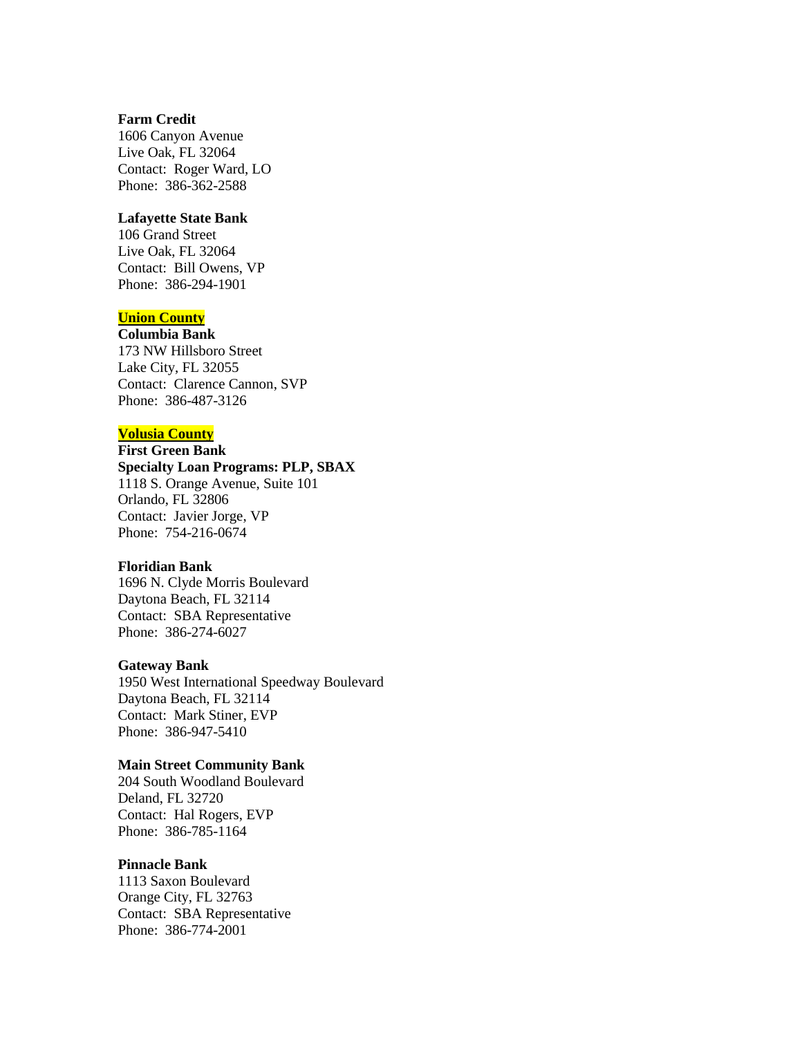**Farm Credit**
1606 Canyon Avenue
Live Oak, FL 32064
Contact: Roger Ward, LO
Phone: 386-362-2588

**Lafayette State Bank**
106 Grand Street
Live Oak, FL 32064
Contact: Bill Owens, VP
Phone: 386-294-1901

**Union County**

**Columbia Bank**
173 NW Hillsboro Street
Lake City, FL 32055
Contact: Clarence Cannon, SVP
Phone: 386-487-3126

**Volusia County**

**First Green Bank**
**Specialty Loan Programs: PLP, SBAX**
1118 S. Orange Avenue, Suite 101
Orlando, FL 32806
Contact: Javier Jorge, VP
Phone: 754-216-0674

**Floridian Bank**
1696 N. Clyde Morris Boulevard
Daytona Beach, FL 32114
Contact: SBA Representative
Phone: 386-274-6027

**Gateway Bank**
1950 West International Speedway Boulevard
Daytona Beach, FL 32114
Contact: Mark Stiner, EVP
Phone: 386-947-5410

**Main Street Community Bank**
204 South Woodland Boulevard
Deland, FL 32720
Contact: Hal Rogers, EVP
Phone: 386-785-1164

**Pinnacle Bank**
1113 Saxon Boulevard
Orange City, FL 32763
Contact: SBA Representative
Phone: 386-774-2001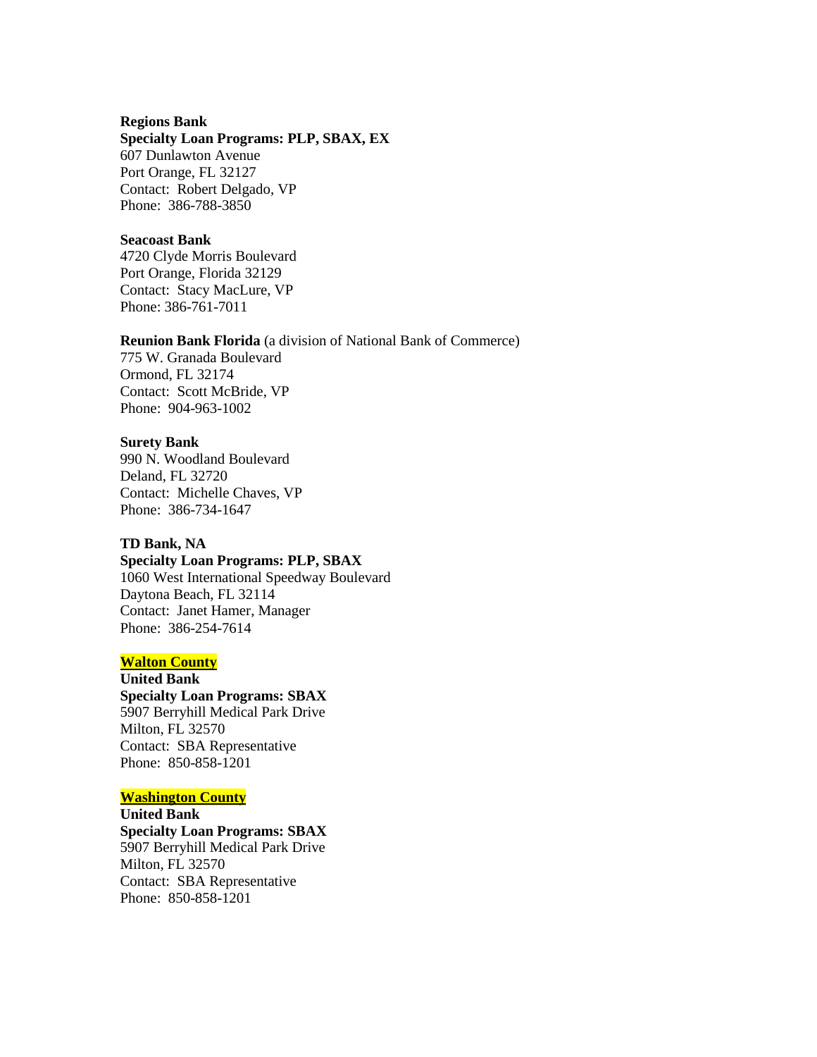**Regions Bank**
**Specialty Loan Programs: PLP, SBAX, EX**
607 Dunlawton Avenue
Port Orange, FL 32127
Contact: Robert Delgado, VP
Phone: 386-788-3850

**Seacoast Bank**
4720 Clyde Morris Boulevard
Port Orange, Florida 32129
Contact: Stacy MacLure, VP
Phone: 386-761-7011

**Reunion Bank Florida** (a division of National Bank of Commerce)
775 W. Granada Boulevard
Ormond, FL 32174
Contact: Scott McBride, VP
Phone: 904-963-1002

**Surety Bank**
990 N. Woodland Boulevard
Deland, FL 32720
Contact: Michelle Chaves, VP
Phone: 386-734-1647

**TD Bank, NA**
**Specialty Loan Programs: PLP, SBAX**
1060 West International Speedway Boulevard
Daytona Beach, FL 32114
Contact: Janet Hamer, Manager
Phone: 386-254-7614

## Walton County

**United Bank**
**Specialty Loan Programs: SBAX**
5907 Berryhill Medical Park Drive
Milton, FL 32570
Contact: SBA Representative
Phone: 850-858-1201

## Washington County

**United Bank**
**Specialty Loan Programs: SBAX**
5907 Berryhill Medical Park Drive
Milton, FL 32570
Contact: SBA Representative
Phone: 850-858-1201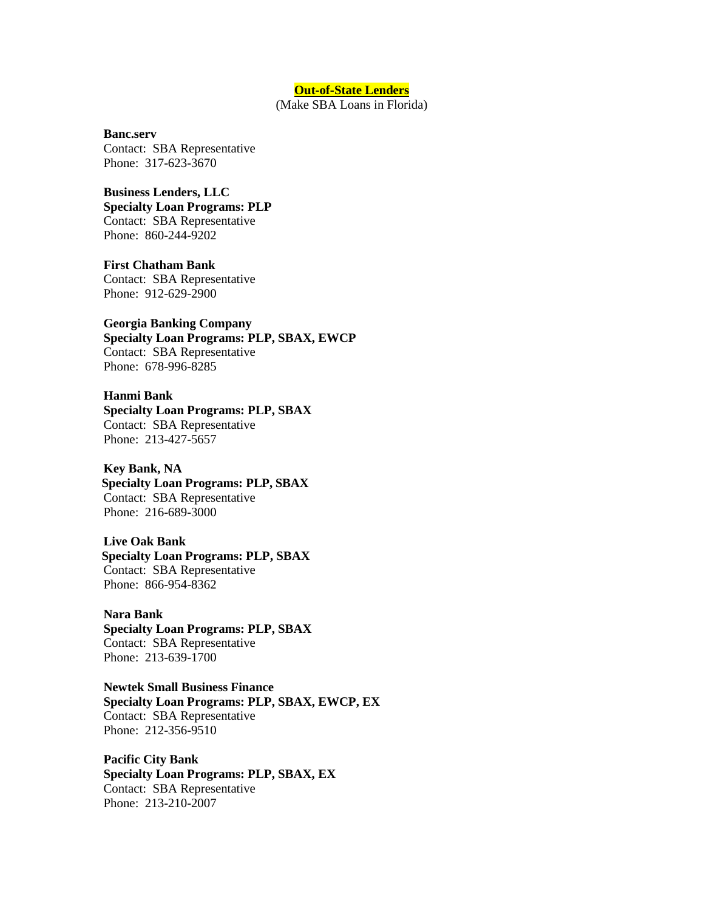## **Out-of-State Lenders**

(Make SBA Loans in Florida)

**Banc.serv**
Contact: SBA Representative
Phone: 317-623-3670

**Business Lenders, LLC**
**Specialty Loan Programs: PLP**
Contact: SBA Representative
Phone: 860-244-9202

**First Chatham Bank**
Contact: SBA Representative
Phone: 912-629-2900

**Georgia Banking Company**
**Specialty Loan Programs: PLP, SBAX, EWCP**
Contact: SBA Representative
Phone: 678-996-8285

**Hanmi Bank**
**Specialty Loan Programs: PLP, SBAX**
Contact: SBA Representative
Phone: 213-427-5657

**Key Bank, NA**
**Specialty Loan Programs: PLP, SBAX**
Contact: SBA Representative
Phone: 216-689-3000

**Live Oak Bank**
**Specialty Loan Programs: PLP, SBAX**
Contact: SBA Representative
Phone: 866-954-8362

**Nara Bank**
**Specialty Loan Programs: PLP, SBAX**
Contact: SBA Representative
Phone: 213-639-1700

**Newtek Small Business Finance**
**Specialty Loan Programs: PLP, SBAX, EWCP, EX**
Contact: SBA Representative
Phone: 212-356-9510

**Pacific City Bank**
**Specialty Loan Programs: PLP, SBAX, EX**
Contact: SBA Representative
Phone: 213-210-2007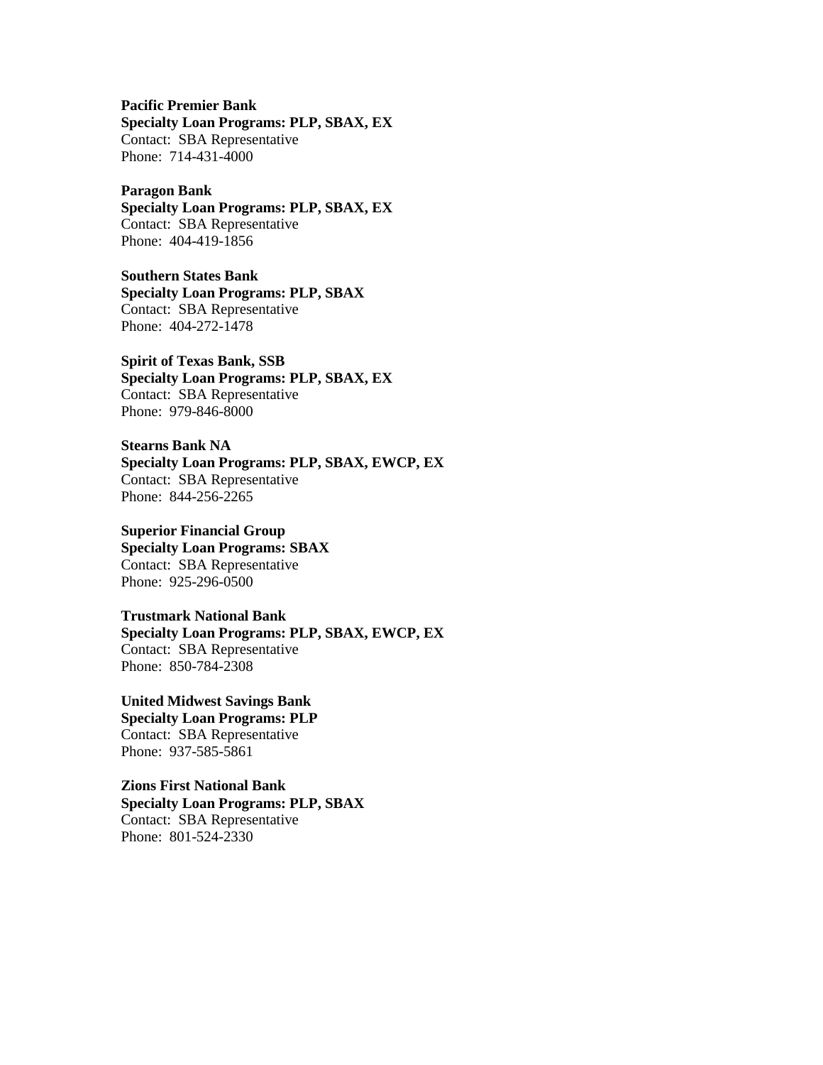**Pacific Premier Bank**
**Specialty Loan Programs: PLP, SBAX, EX**
Contact: SBA Representative
Phone: 714-431-4000

**Paragon Bank**
**Specialty Loan Programs: PLP, SBAX, EX**
Contact: SBA Representative
Phone: 404-419-1856

**Southern States Bank**
**Specialty Loan Programs: PLP, SBAX**
Contact: SBA Representative
Phone: 404-272-1478

**Spirit of Texas Bank, SSB**
**Specialty Loan Programs: PLP, SBAX, EX**
Contact: SBA Representative
Phone: 979-846-8000

**Stearns Bank NA**
**Specialty Loan Programs: PLP, SBAX, EWCP, EX**
Contact: SBA Representative
Phone: 844-256-2265

**Superior Financial Group**
**Specialty Loan Programs: SBAX**
Contact: SBA Representative
Phone: 925-296-0500

**Trustmark National Bank**
**Specialty Loan Programs: PLP, SBAX, EWCP, EX**
Contact: SBA Representative
Phone: 850-784-2308

**United Midwest Savings Bank**
**Specialty Loan Programs: PLP**
Contact: SBA Representative
Phone: 937-585-5861

**Zions First National Bank**
**Specialty Loan Programs: PLP, SBAX**
Contact: SBA Representative
Phone: 801-524-2330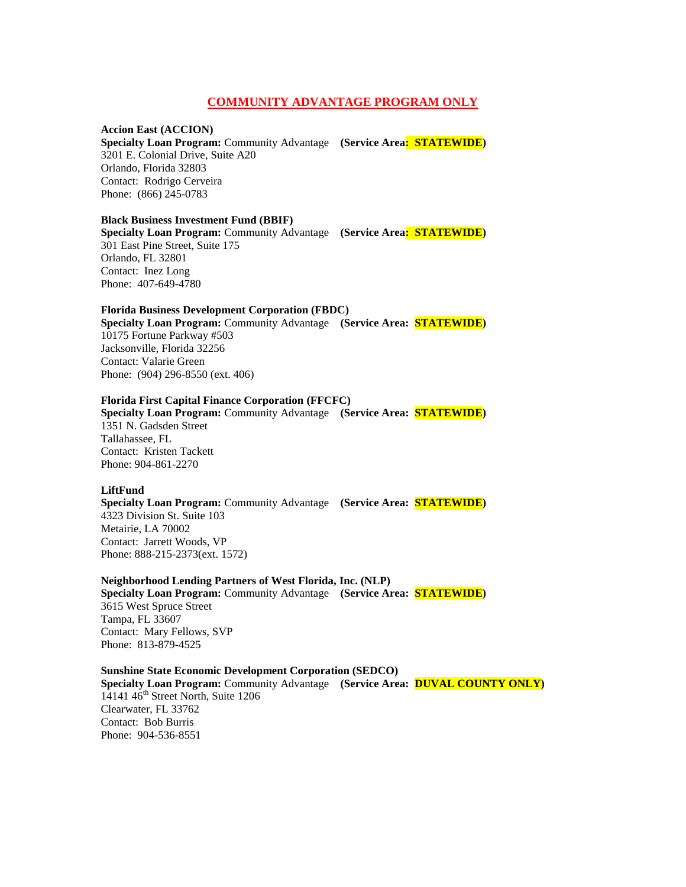## COMMUNITY ADVANTAGE PROGRAM ONLY

**Accion East (ACCION)**
**Specialty Loan Program:** Community Advantage **(Service Area: STATEWIDE)**
3201 E. Colonial Drive, Suite A20
Orlando, Florida 32803
Contact: Rodrigo Cerveira
Phone: (866) 245-0783

**Black Business Investment Fund (BBIF)**
**Specialty Loan Program:** Community Advantage **(Service Area: STATEWIDE)**
301 East Pine Street, Suite 175
Orlando, FL 32801
Contact: Inez Long
Phone: 407-649-4780

**Florida Business Development Corporation (FBDC)**
**Specialty Loan Program:** Community Advantage **(Service Area: STATEWIDE)**
10175 Fortune Parkway #503
Jacksonville, Florida 32256
Contact: Valarie Green
Phone: (904) 296-8550 (ext. 406)

**Florida First Capital Finance Corporation (FFCFC)**
**Specialty Loan Program:** Community Advantage **(Service Area: STATEWIDE)**
1351 N. Gadsden Street
Tallahassee, FL
Contact: Kristen Tackett
Phone: 904-861-2270

**LiftFund**
**Specialty Loan Program:** Community Advantage **(Service Area: STATEWIDE)**
4323 Division St. Suite 103
Metairie, LA 70002
Contact: Jarrett Woods, VP
Phone: 888-215-2373(ext. 1572)

**Neighborhood Lending Partners of West Florida, Inc. (NLP)**
**Specialty Loan Program:** Community Advantage **(Service Area: STATEWIDE)**
3615 West Spruce Street
Tampa, FL 33607
Contact: Mary Fellows, SVP
Phone: 813-879-4525

**Sunshine State Economic Development Corporation (SEDCO)**
**Specialty Loan Program:** Community Advantage **(Service Area: DUVAL COUNTY ONLY)**
14141 46th Street North, Suite 1206
Clearwater, FL 33762
Contact: Bob Burris
Phone: 904-536-8551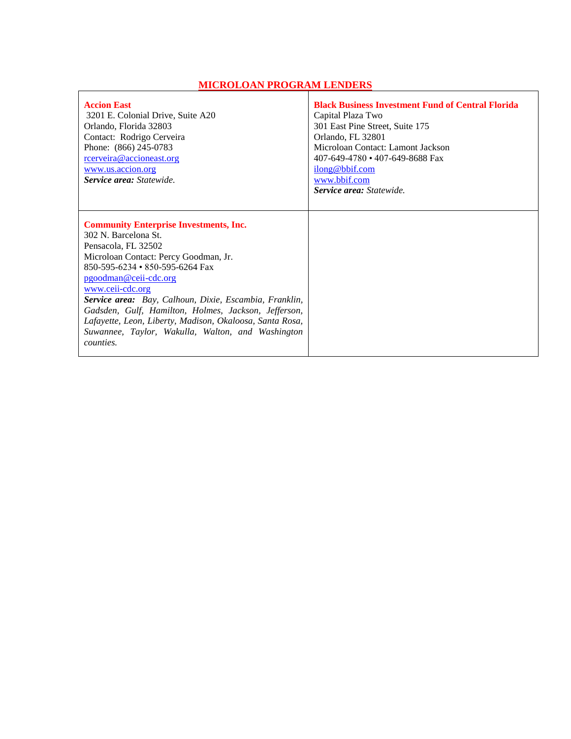## MICROLOAN PROGRAM LENDERS

| | |
|---|---|
| **Accion East**<br>3201 E. Colonial Drive, Suite A20<br>Orlando, Florida 32803<br>Contact: Rodrigo Cerveira<br>Phone: (866) 245-0783<br>rcerveira@accioneast.org<br>www.us.accion.org<br>***Service area:*** *Statewide.* | **Black Business Investment Fund of Central Florida**<br>Capital Plaza Two<br>301 East Pine Street, Suite 175<br>Orlando, FL 32801<br>Microloan Contact: Lamont Jackson<br>407-649-4780 • 407-649-8688 Fax<br>ilong@bbif.com<br>www.bbif.com<br>***Service area:*** *Statewide.* |
| **Community Enterprise Investments, Inc.**<br>302 N. Barcelona St.<br>Pensacola, FL 32502<br>Microloan Contact: Percy Goodman, Jr.<br>850-595-6234 • 850-595-6264 Fax<br>pgoodman@ceii-cdc.org<br>www.ceii-cdc.org<br>***Service area:*** *Bay, Calhoun, Dixie, Escambia, Franklin, Gadsden, Gulf, Hamilton, Holmes, Jackson, Jefferson, Lafayette, Leon, Liberty, Madison, Okaloosa, Santa Rosa, Suwannee, Taylor, Wakulla, Walton, and Washington counties.* | |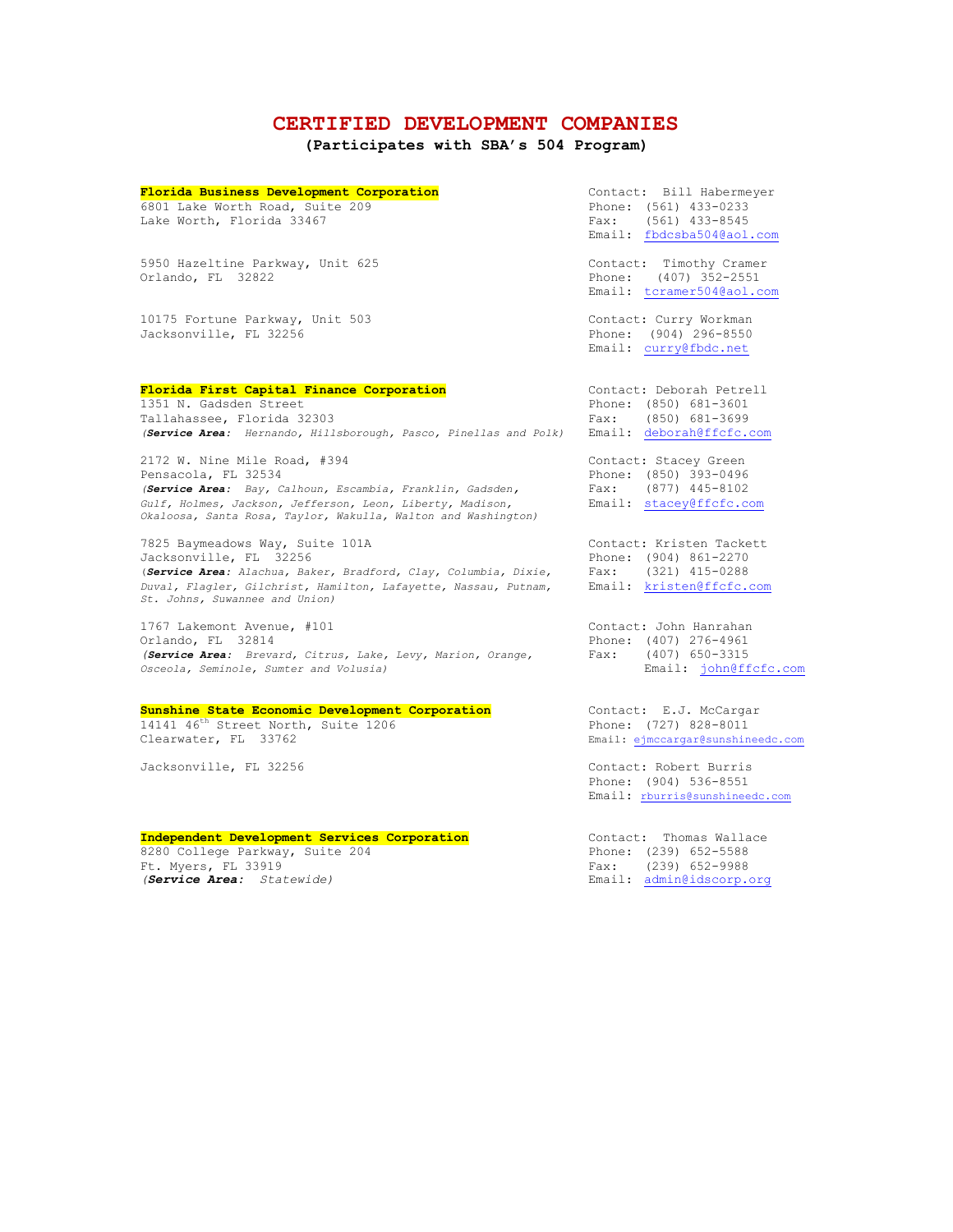# CERTIFIED DEVELOPMENT COMPANIES

**(Participates with SBA's 504 Program)**

**Florida Business Development Corporation**
6801 Lake Worth Road, Suite 209
Lake Worth, Florida 33467

Contact: Bill Habermeyer
Phone: (561) 433-0233
Fax: (561) 433-8545
Email: fbdcsba504@aol.com

5950 Hazeltine Parkway, Unit 625
Orlando, FL 32822

Contact: Timothy Cramer
Phone: (407) 352-2551
Email: tcramer504@aol.com

10175 Fortune Parkway, Unit 503
Jacksonville, FL 32256

Contact: Curry Workman
Phone: (904) 296-8550
Email: curry@fbdc.net

**Florida First Capital Finance Corporation**
1351 N. Gadsden Street
Tallahassee, Florida 32303
*(**Service Area**: Hernando, Hillsborough, Pasco, Pinellas and Polk)*

Contact: Deborah Petrell
Phone: (850) 681-3601
Fax: (850) 681-3699
Email: deborah@ffcfc.com

2172 W. Nine Mile Road, #394
Pensacola, FL 32534
*(**Service Area**: Bay, Calhoun, Escambia, Franklin, Gadsden, Gulf, Holmes, Jackson, Jefferson, Leon, Liberty, Madison, Okaloosa, Santa Rosa, Taylor, Wakulla, Walton and Washington)*

Contact: Stacey Green
Phone: (850) 393-0496
Fax: (877) 445-8102
Email: stacey@ffcfc.com

7825 Baymeadows Way, Suite 101A
Jacksonville, FL 32256
*(**Service Area**: Alachua, Baker, Bradford, Clay, Columbia, Dixie, Duval, Flagler, Gilchrist, Hamilton, Lafayette, Nassau, Putnam, St. Johns, Suwannee and Union)*

Contact: Kristen Tackett
Phone: (904) 861-2270
Fax: (321) 415-0288
Email: kristen@ffcfc.com

1767 Lakemont Avenue, #101
Orlando, FL 32814
*(**Service Area**: Brevard, Citrus, Lake, Levy, Marion, Orange, Osceola, Seminole, Sumter and Volusia)*

Contact: John Hanrahan
Phone: (407) 276-4961
Fax: (407) 650-3315
Email: john@ffcfc.com

**Sunshine State Economic Development Corporation**
14141 46th Street North, Suite 1206
Clearwater, FL 33762

Contact: E.J. McCargar
Phone: (727) 828-8011
Email: ejmccargar@sunshineedc.com

Jacksonville, FL 32256

Contact: Robert Burris
Phone: (904) 536-8551
Email: rburris@sunshineedc.com

**Independent Development Services Corporation**
8280 College Parkway, Suite 204
Ft. Myers, FL 33919
*(**Service Area**: Statewide)*

Contact: Thomas Wallace
Phone: (239) 652-5588
Fax: (239) 652-9988
Email: admin@idscorp.org